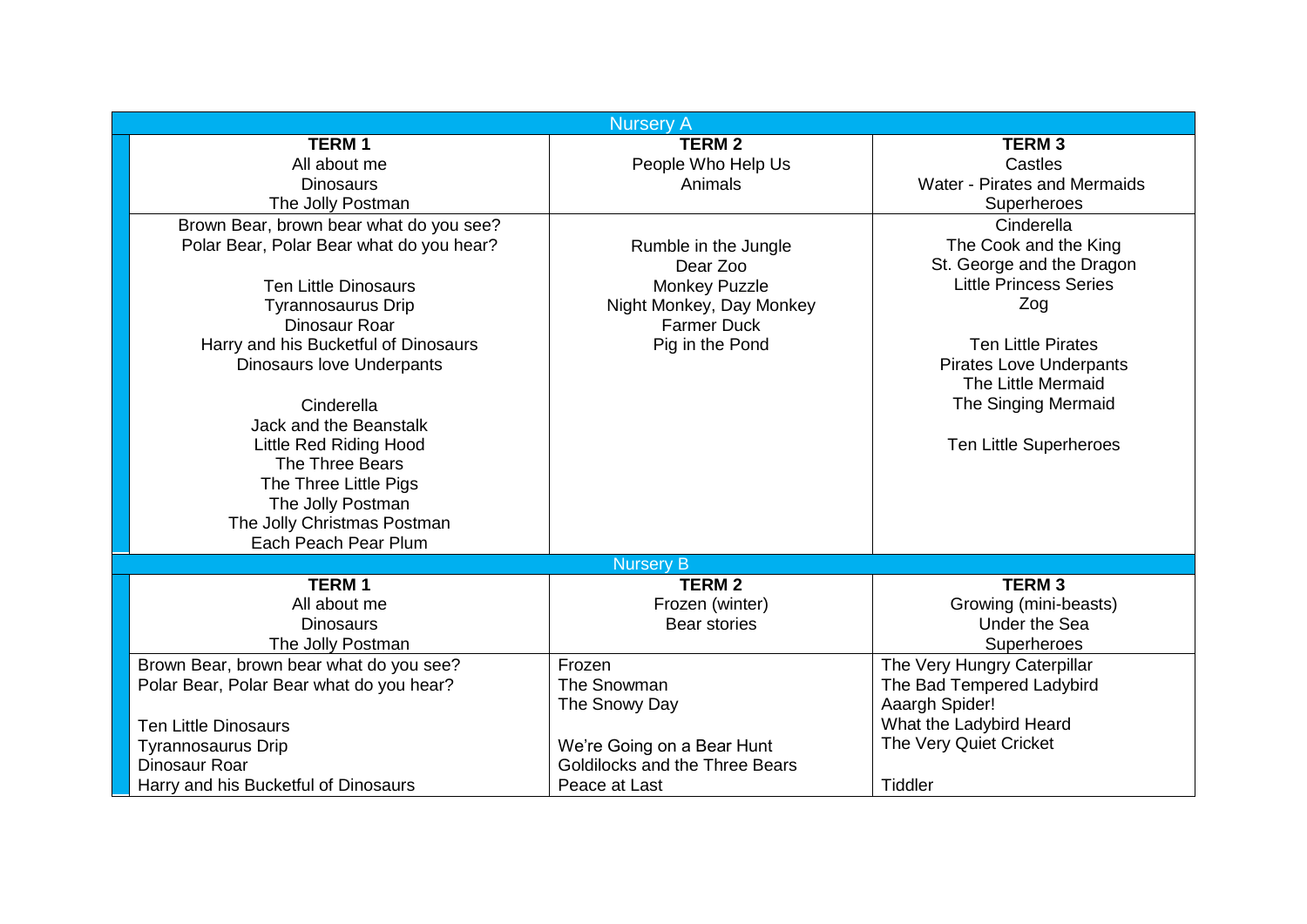## Nursery A

| TERM 1 | TERM 2 | TERM 3 |
|---|---|---|
| All about me<br>Dinosaurs<br>The Jolly Postman | People Who Help Us<br>Animals | Castles<br>Water - Pirates and Mermaids<br>Superheroes |
| Brown Bear, brown bear what do you see?<br>Polar Bear, Polar Bear what do you hear?<br><br>Ten Little Dinosaurs<br>Tyrannosaurus Drip<br>Dinosaur Roar<br>Harry and his Bucketful of Dinosaurs<br>Dinosaurs love Underpants<br><br>Cinderella<br>Jack and the Beanstalk<br>Little Red Riding Hood<br>The Three Bears<br>The Three Little Pigs<br>The Jolly Postman<br>The Jolly Christmas Postman<br>Each Peach Pear Plum | Rumble in the Jungle<br>Dear Zoo<br>Monkey Puzzle<br>Night Monkey, Day Monkey<br>Farmer Duck<br>Pig in the Pond | Cinderella<br>The Cook and the King<br>St. George and the Dragon<br>Little Princess Series<br>Zog<br><br>Ten Little Pirates<br>Pirates Love Underpants<br>The Little Mermaid<br>The Singing Mermaid<br><br>Ten Little Superheroes |

## Nursery B

| TERM 1 | TERM 2 | TERM 3 |
|---|---|---|
| All about me<br>Dinosaurs<br>The Jolly Postman | Frozen (winter)<br>Bear stories | Growing (mini-beasts)<br>Under the Sea<br>Superheroes |
| Brown Bear, brown bear what do you see?<br>Polar Bear, Polar Bear what do you hear?<br><br>Ten Little Dinosaurs<br>Tyrannosaurus Drip<br>Dinosaur Roar<br>Harry and his Bucketful of Dinosaurs | Frozen<br>The Snowman<br>The Snowy Day<br><br>We're Going on a Bear Hunt<br>Goldilocks and the Three Bears<br>Peace at Last | The Very Hungry Caterpillar<br>The Bad Tempered Ladybird<br>Aaargh Spider!<br>What the Ladybird Heard<br>The Very Quiet Cricket<br><br>Tiddler |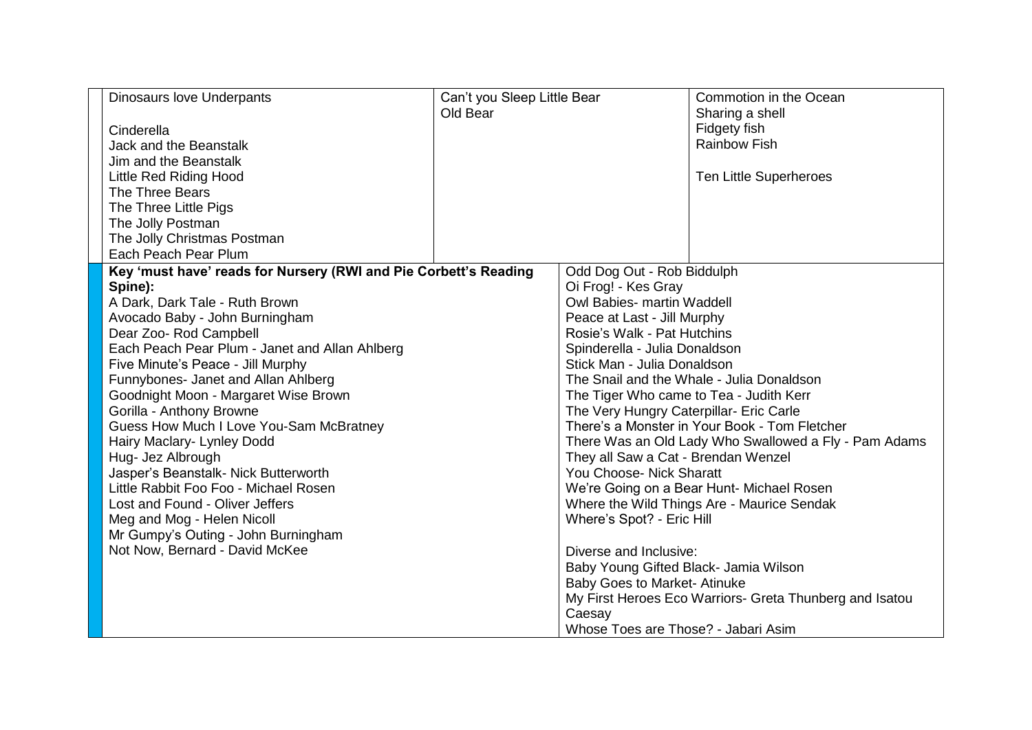| | | | |
|---|---|---|---|
| | Dinosaurs love Underpants<br><br>Cinderella<br>Jack and the Beanstalk<br>Jim and the Beanstalk<br>Little Red Riding Hood<br>The Three Bears<br>The Three Little Pigs<br>The Jolly Postman<br>The Jolly Christmas Postman<br>Each Peach Pear Plum | Can't you Sleep Little Bear<br>Old Bear | Commotion in the Ocean<br>Sharing a shell<br>Fidgety fish<br>Rainbow Fish<br><br>Ten Little Superheroes |

| | | |
|---|---|---|
| | **Key 'must have' reads for Nursery (RWI and Pie Corbett's Reading Spine):**<br>A Dark, Dark Tale - Ruth Brown<br>Avocado Baby - John Burningham<br>Dear Zoo- Rod Campbell<br>Each Peach Pear Plum - Janet and Allan Ahlberg<br>Five Minute's Peace - Jill Murphy<br>Funnybones- Janet and Allan Ahlberg<br>Goodnight Moon - Margaret Wise Brown<br>Gorilla - Anthony Browne<br>Guess How Much I Love You-Sam McBratney<br>Hairy Maclary- Lynley Dodd<br>Hug- Jez Albrough<br>Jasper's Beanstalk- Nick Butterworth<br>Little Rabbit Foo Foo - Michael Rosen<br>Lost and Found - Oliver Jeffers<br>Meg and Mog - Helen Nicoll<br>Mr Gumpy's Outing - John Burningham<br>Not Now, Bernard - David McKee | Odd Dog Out - Rob Biddulph<br>Oi Frog! - Kes Gray<br>Owl Babies- martin Waddell<br>Peace at Last - Jill Murphy<br>Rosie's Walk - Pat Hutchins<br>Spinderella - Julia Donaldson<br>Stick Man - Julia Donaldson<br>The Snail and the Whale - Julia Donaldson<br>The Tiger Who came to Tea - Judith Kerr<br>The Very Hungry Caterpillar- Eric Carle<br>There's a Monster in Your Book - Tom Fletcher<br>There Was an Old Lady Who Swallowed a Fly - Pam Adams<br>They all Saw a Cat - Brendan Wenzel<br>You Choose- Nick Sharatt<br>We're Going on a Bear Hunt- Michael Rosen<br>Where the Wild Things Are - Maurice Sendak<br>Where's Spot? - Eric Hill<br><br>Diverse and Inclusive:<br>Baby Young Gifted Black- Jamia Wilson<br>Baby Goes to Market- Atinuke<br>My First Heroes Eco Warriors- Greta Thunberg and Isatou Caesay<br>Whose Toes are Those? - Jabari Asim |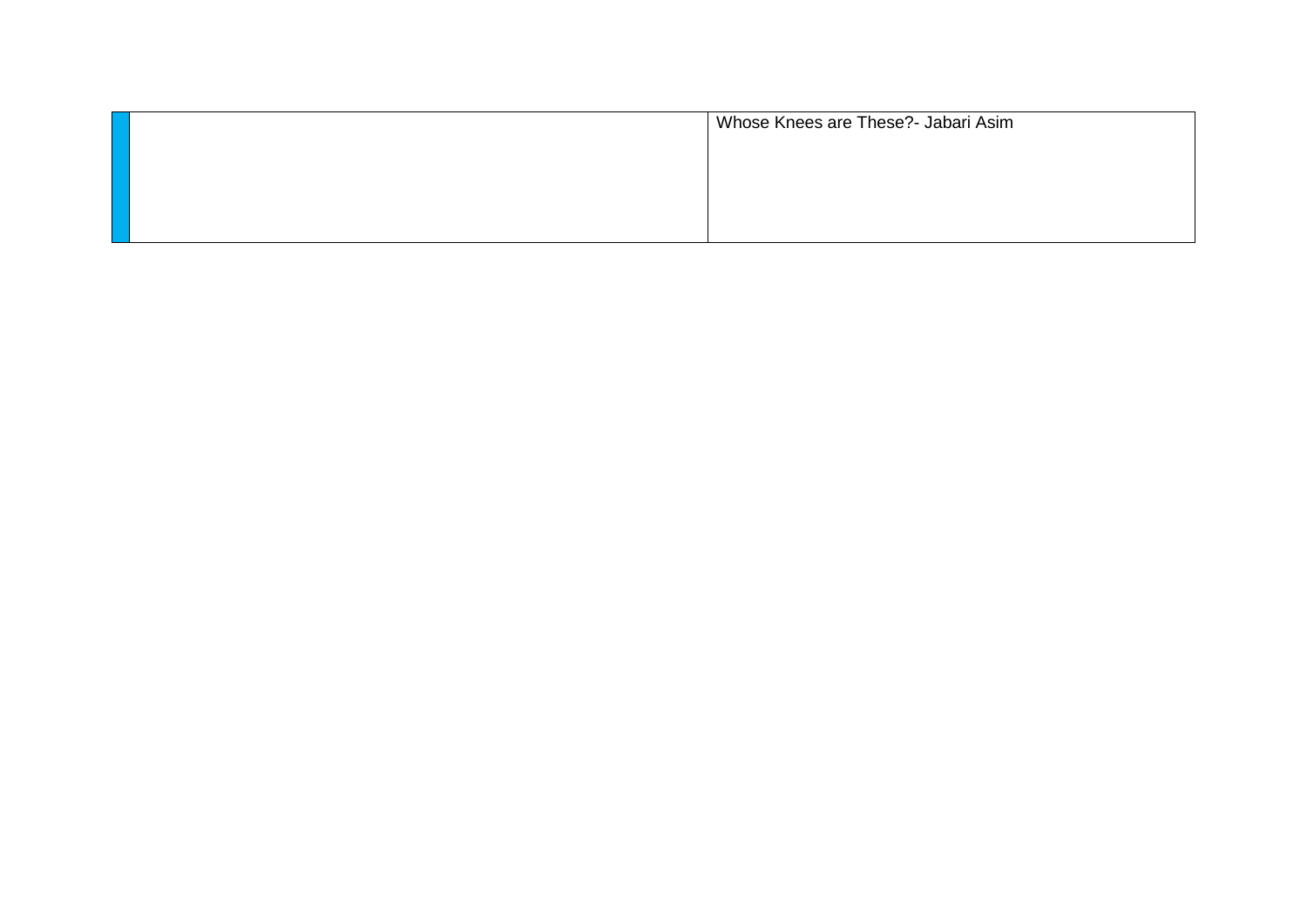|  |  | Whose Knees are These?- Jabari Asim |
|---|---|---|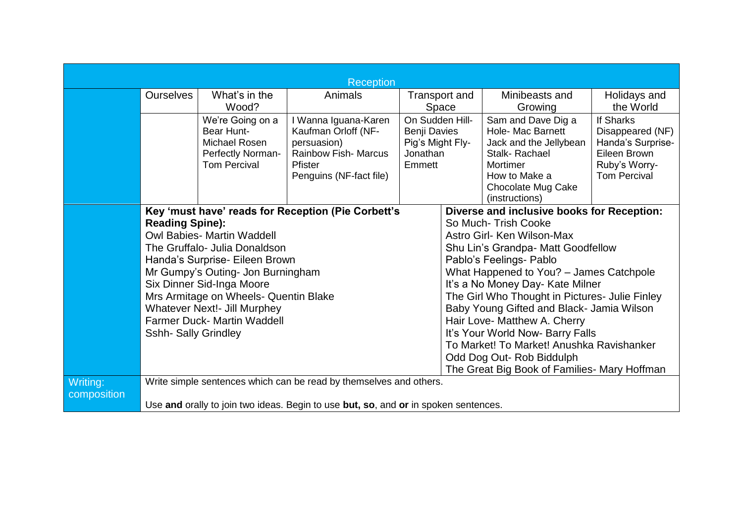| Reception | | | | | | |
|---|---|---|---|---|---|---|
| | Ourselves | What's in the Wood? | Animals | Transport and Space | Minibeasts and Growing | Holidays and the World |
| | | We're Going on a Bear Hunt- Michael Rosen<br>Perfectly Norman- Tom Percival | I Wanna Iguana-Karen Kaufman Orloff (NF-persuasion)<br>Rainbow Fish- Marcus Pfister<br>Penguins (NF-fact file) | On Sudden Hill- Benji Davies<br>Pig's Might Fly- Jonathan Emmett | Sam and Dave Dig a Hole- Mac Barnett<br>Jack and the Jellybean Stalk- Rachael Mortimer<br>How to Make a Chocolate Mug Cake (instructions) | If Sharks Disappeared (NF)<br>Handa's Surprise- Eileen Brown<br>Ruby's Worry- Tom Percival |
| | **Key 'must have' reads for Reception (Pie Corbett's Reading Spine):**<br>Owl Babies- Martin Waddell<br>The Gruffalo- Julia Donaldson<br>Handa's Surprise- Eileen Brown<br>Mr Gumpy's Outing- Jon Burningham<br>Six Dinner Sid-Inga Moore<br>Mrs Armitage on Wheels- Quentin Blake<br>Whatever Next!- Jill Murphey<br>Farmer Duck- Martin Waddell<br>Sshh- Sally Grindley | | | **Diverse and inclusive books for Reception:**<br>So Much- Trish Cooke<br>Astro Girl- Ken Wilson-Max<br>Shu Lin's Grandpa- Matt Goodfellow<br>Pablo's Feelings- Pablo<br>What Happened to You? – James Catchpole<br>It's a No Money Day- Kate Milner<br>The Girl Who Thought in Pictures- Julie Finley<br>Baby Young Gifted and Black- Jamia Wilson<br>Hair Love- Matthew A. Cherry<br>It's Your World Now- Barry Falls<br>To Market! To Market! Anushka Ravishanker<br>Odd Dog Out- Rob Biddulph<br>The Great Big Book of Families- Mary Hoffman | | |
| Writing: composition | Write simple sentences which can be read by themselves and others.<br><br>Use **and** orally to join two ideas. Begin to use **but, so**, and **or** in spoken sentences. | | | | | |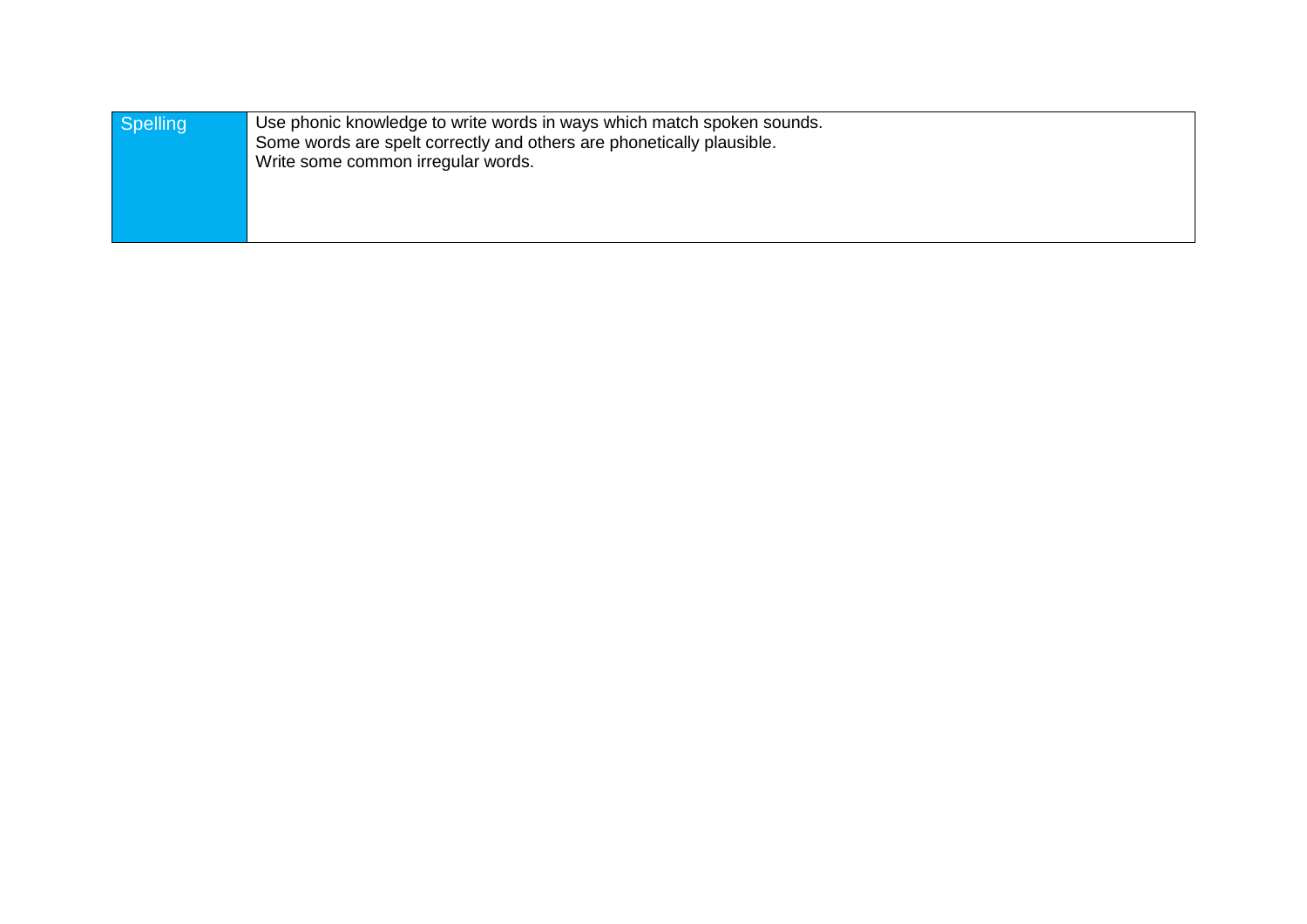| Spelling | Use phonic knowledge to write words in ways which match spoken sounds.<br>Some words are spelt correctly and others are phonetically plausible.<br>Write some common irregular words. |
| --- | --- |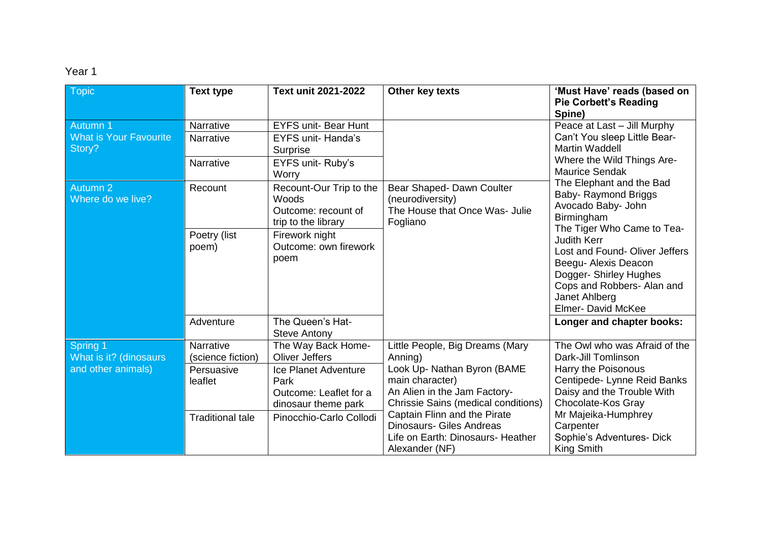Year 1

| Topic | Text type | Text unit 2021-2022 | Other key texts | 'Must Have' reads (based on Pie Corbett's Reading Spine) |
|---|---|---|---|---|
| Autumn 1<br>What is Your Favourite Story? | Narrative | EYFS unit- Bear Hunt | | Peace at Last – Jill Murphy<br>Can't You sleep Little Bear- Martin Waddell<br>Where the Wild Things Are- Maurice Sendak<br>The Elephant and the Bad Baby- Raymond Briggs<br>Avocado Baby- John Birmingham<br>The Tiger Who Came to Tea- Judith Kerr<br>Lost and Found- Oliver Jeffers<br>Beegu- Alexis Deacon<br>Dogger- Shirley Hughes<br>Cops and Robbers- Alan and Janet Ahlberg<br>Elmer- David McKee |
| | Narrative | EYFS unit- Handa's Surprise | | |
| | Narrative | EYFS unit- Ruby's Worry | | |
| Autumn 2<br>Where do we live? | Recount | Recount-Our Trip to the Woods<br>Outcome: recount of trip to the library | Bear Shaped- Dawn Coulter (neurodiversity)<br>The House that Once Was- Julie Fogliano | |
| | Poetry (list poem) | Firework night<br>Outcome: own firework poem | | |
| | Adventure | The Queen's Hat- Steve Antony | | **Longer and chapter books:** |
| Spring 1<br>What is it? (dinosaurs and other animals) | Narrative (science fiction) | The Way Back Home- Oliver Jeffers | Little People, Big Dreams (Mary Anning)<br>Look Up- Nathan Byron (BAME main character)<br>An Alien in the Jam Factory- Chrissie Sains (medical conditions)<br>Captain Flinn and the Pirate Dinosaurs- Giles Andreas<br>Life on Earth: Dinosaurs- Heather Alexander (NF) | The Owl who was Afraid of the Dark-Jill Tomlinson<br>Harry the Poisonous Centipede- Lynne Reid Banks<br>Daisy and the Trouble With Chocolate-Kos Gray<br>Mr Majeika-Humphrey Carpenter<br>Sophie's Adventures- Dick King Smith |
| | Persuasive leaflet | Ice Planet Adventure Park<br>Outcome: Leaflet for a dinosaur theme park | | |
| | Traditional tale | Pinocchio-Carlo Collodi | | |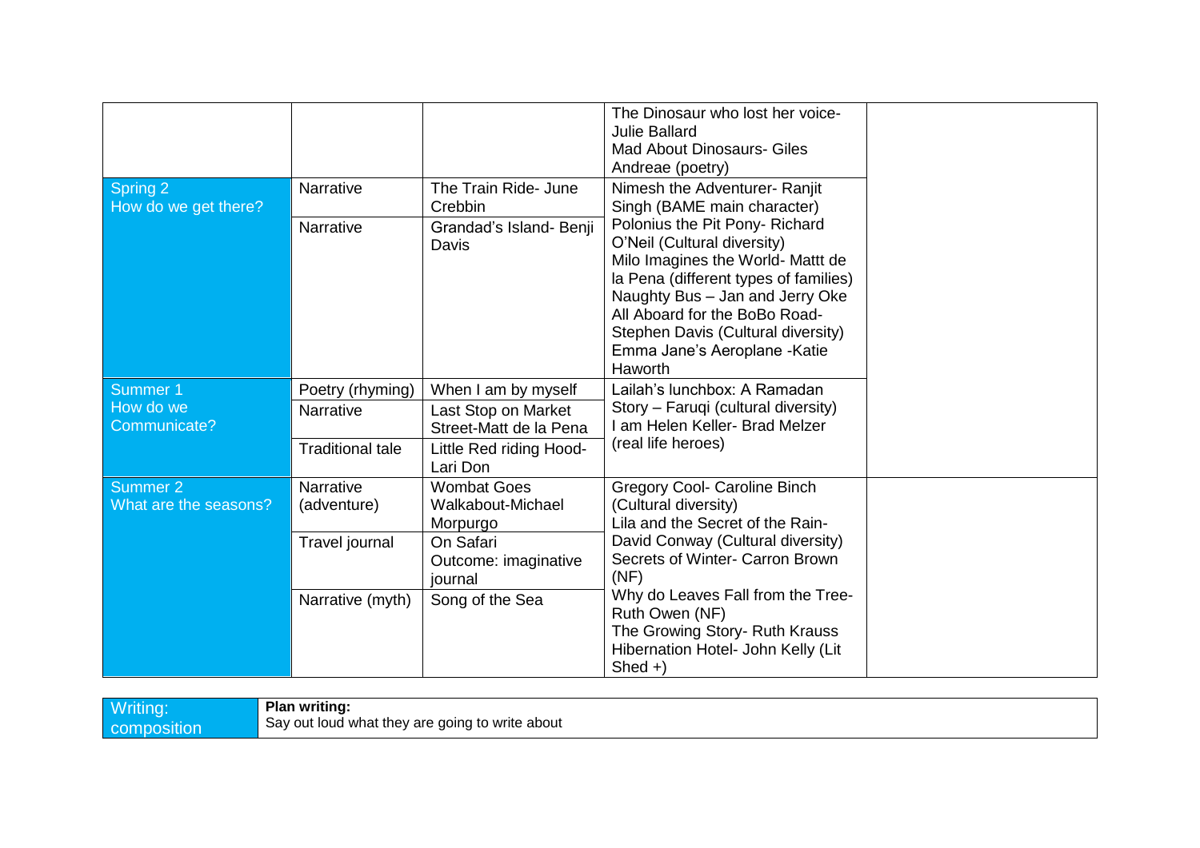| | | | | |
|---|---|---|---|---|
| | | | The Dinosaur who lost her voice- Julie Ballard<br>Mad About Dinosaurs- Giles Andreae (poetry) | |
| Spring 2<br>How do we get there? | Narrative | The Train Ride- June Crebbin | Nimesh the Adventurer- Ranjit Singh (BAME main character)<br>Polonius the Pit Pony- Richard O'Neil (Cultural diversity)<br>Milo Imagines the World- Mattt de la Pena (different types of families)<br>Naughty Bus – Jan and Jerry Oke<br>All Aboard for the BoBo Road- Stephen Davis (Cultural diversity)<br>Emma Jane's Aeroplane -Katie Haworth | |
| | Narrative | Grandad's Island- Benji Davis | | |
| Summer 1<br>How do we Communicate? | Poetry (rhyming) | When I am by myself | Lailah's lunchbox: A Ramadan Story – Faruqi (cultural diversity)<br>I am Helen Keller- Brad Melzer (real life heroes) | |
| | Narrative | Last Stop on Market Street-Matt de la Pena | | |
| | Traditional tale | Little Red riding Hood- Lari Don | | |
| Summer 2<br>What are the seasons? | Narrative (adventure) | Wombat Goes Walkabout-Michael Morpurgo | Gregory Cool- Caroline Binch (Cultural diversity)<br>Lila and the Secret of the Rain- David Conway (Cultural diversity)<br>Secrets of Winter- Carron Brown (NF)<br>Why do Leaves Fall from the Tree- Ruth Owen (NF)<br>The Growing Story- Ruth Krauss<br>Hibernation Hotel- John Kelly (Lit Shed +) | |
| | Travel journal | On Safari<br>Outcome: imaginative journal | | |
| | Narrative (myth) | Song of the Sea | | |

| | |
|---|---|
| Writing: composition | **Plan writing:**<br>Say out loud what they are going to write about |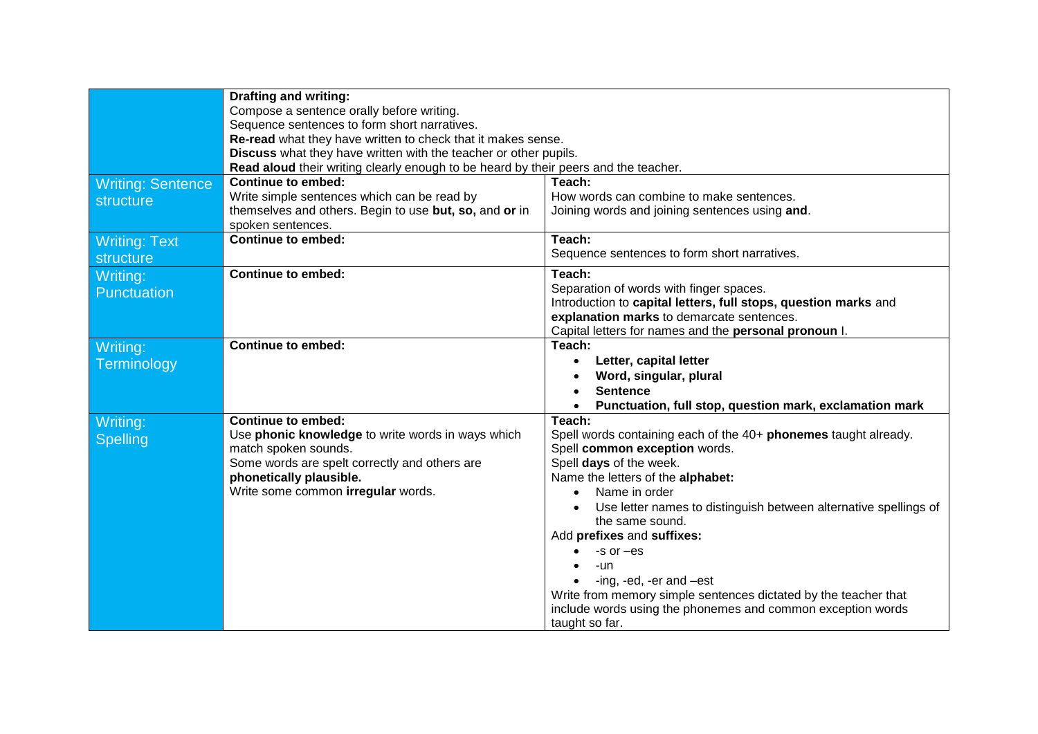| | | |
|---|---|---|
| | **Drafting and writing:**<br>Compose a sentence orally before writing.<br>Sequence sentences to form short narratives.<br>**Re-read** what they have written to check that it makes sense.<br>**Discuss** what they have written with the teacher or other pupils.<br>**Read aloud** their writing clearly enough to be heard by their peers and the teacher. | |
| Writing: Sentence structure | **Continue to embed:**<br>Write simple sentences which can be read by themselves and others. Begin to use **but, so,** and **or** in spoken sentences. | **Teach:**<br>How words can combine to make sentences.<br>Joining words and joining sentences using **and**. |
| Writing: Text structure | **Continue to embed:** | **Teach:**<br>Sequence sentences to form short narratives. |
| Writing: Punctuation | **Continue to embed:** | **Teach:**<br>Separation of words with finger spaces.<br>Introduction to **capital letters, full stops, question marks** and **explanation marks** to demarcate sentences.<br>Capital letters for names and the **personal pronoun** I. |
| Writing: Terminology | **Continue to embed:** | **Teach:**<br>• **Letter, capital letter**<br>• **Word, singular, plural**<br>• **Sentence**<br>• **Punctuation, full stop, question mark, exclamation mark** |
| Writing: Spelling | **Continue to embed:**<br>Use **phonic knowledge** to write words in ways which match spoken sounds.<br>Some words are spelt correctly and others are **phonetically plausible.**<br>Write some common **irregular** words. | **Teach:**<br>Spell words containing each of the 40+ **phonemes** taught already.<br>Spell **common exception** words.<br>Spell **days** of the week.<br>Name the letters of the **alphabet:**<br>• Name in order<br>• Use letter names to distinguish between alternative spellings of the same sound.<br>Add **prefixes** and **suffixes:**<br>• -s or –es<br>• -un<br>• -ing, -ed, -er and –est<br>Write from memory simple sentences dictated by the teacher that include words using the phonemes and common exception words taught so far. |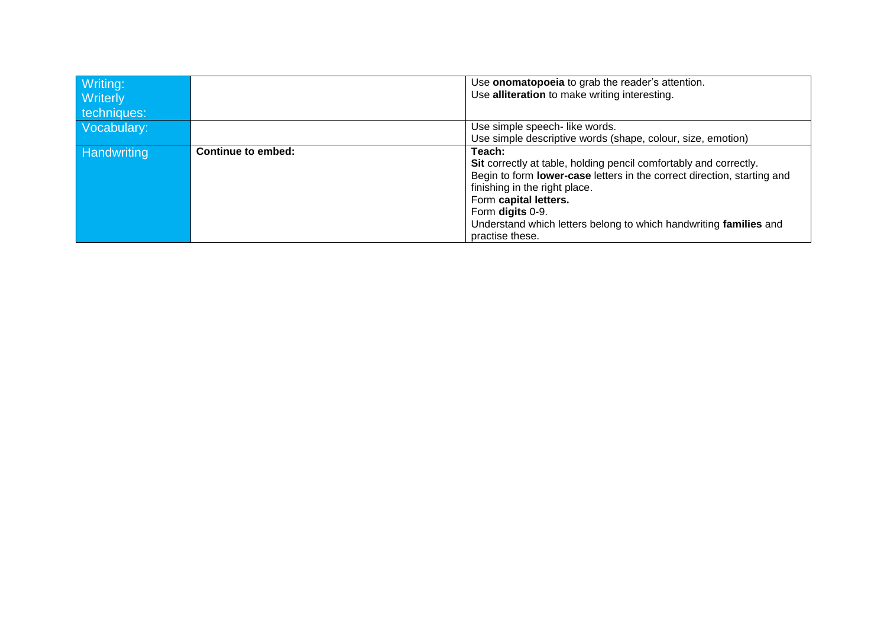| | | |
|---|---|---|
| Writing: Writerly techniques: | | Use **onomatopoeia** to grab the reader's attention.<br>Use **alliteration** to make writing interesting. |
| Vocabulary: | | Use simple speech- like words.<br>Use simple descriptive words (shape, colour, size, emotion) |
| Handwriting | **Continue to embed:** | **Teach:**<br>**Sit** correctly at table, holding pencil comfortably and correctly.<br>Begin to form **lower-case** letters in the correct direction, starting and finishing in the right place.<br>Form **capital letters.**<br>Form **digits** 0-9.<br>Understand which letters belong to which handwriting **families** and practise these. |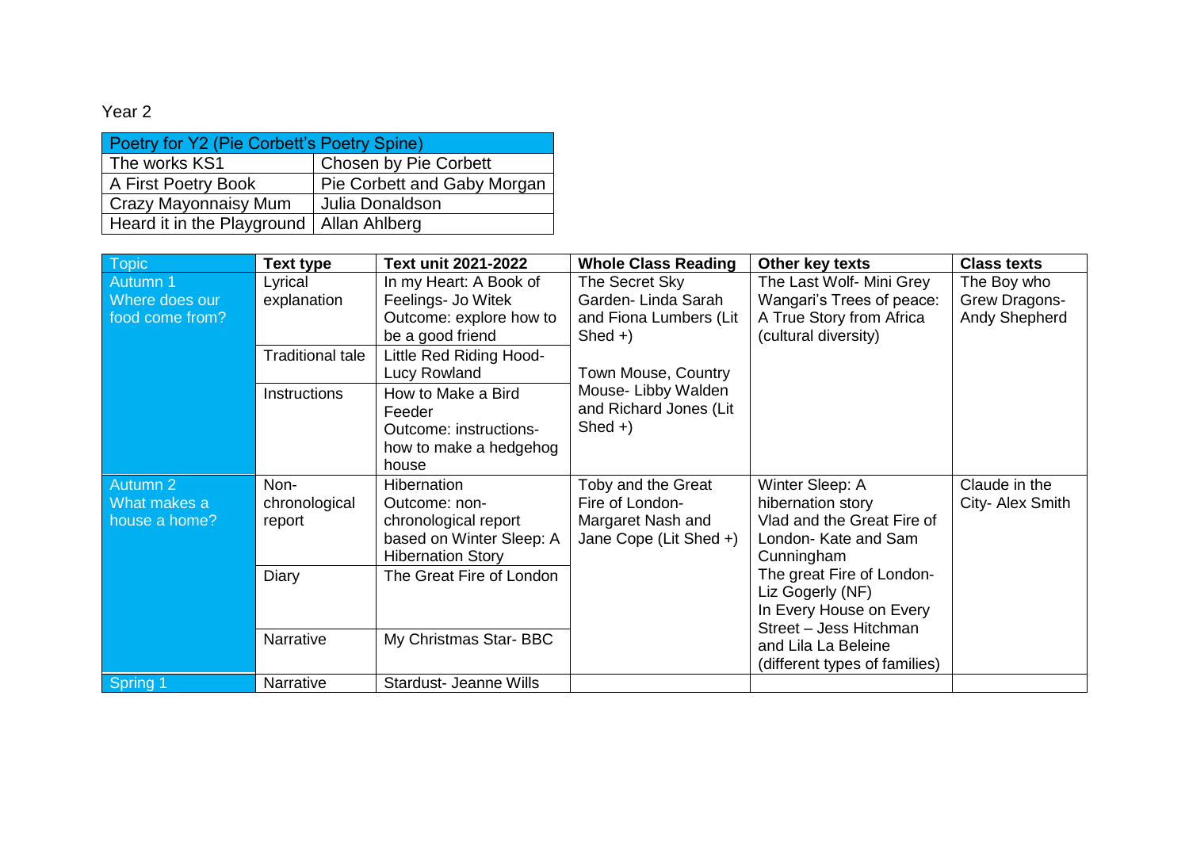Year 2

| Poetry for Y2 (Pie Corbett's Poetry Spine) | |
|---|---|
| The works KS1 | Chosen by Pie Corbett |
| A First Poetry Book | Pie Corbett and Gaby Morgan |
| Crazy Mayonnaisy Mum | Julia Donaldson |
| Heard it in the Playground | Allan Ahlberg |

| Topic | Text type | Text unit 2021-2022 | Whole Class Reading | Other key texts | Class texts |
|---|---|---|---|---|---|
| Autumn 1 Where does our food come from? | Lyrical explanation | In my Heart: A Book of Feelings- Jo Witek Outcome: explore how to be a good friend | The Secret Sky Garden- Linda Sarah and Fiona Lumbers (Lit Shed +) Town Mouse, Country Mouse- Libby Walden and Richard Jones (Lit Shed +) | The Last Wolf- Mini Grey Wangari's Trees of peace: A True Story from Africa (cultural diversity) | The Boy who Grew Dragons- Andy Shepherd |
| | Traditional tale | Little Red Riding Hood- Lucy Rowland | | | |
| | Instructions | How to Make a Bird Feeder Outcome: instructions- how to make a hedgehog house | | | |
| Autumn 2 What makes a house a home? | Non-chronological report | Hibernation Outcome: non-chronological report based on Winter Sleep: A Hibernation Story | Toby and the Great Fire of London- Margaret Nash and Jane Cope (Lit Shed +) | Winter Sleep: A hibernation story Vlad and the Great Fire of London- Kate and Sam Cunningham The great Fire of London- Liz Gogerly (NF) In Every House on Every Street – Jess Hitchman and Lila La Beleine (different types of families) | Claude in the City- Alex Smith |
| | Diary | The Great Fire of London | | | |
| | Narrative | My Christmas Star- BBC | | | |
| Spring 1 | Narrative | Stardust- Jeanne Wills | | | |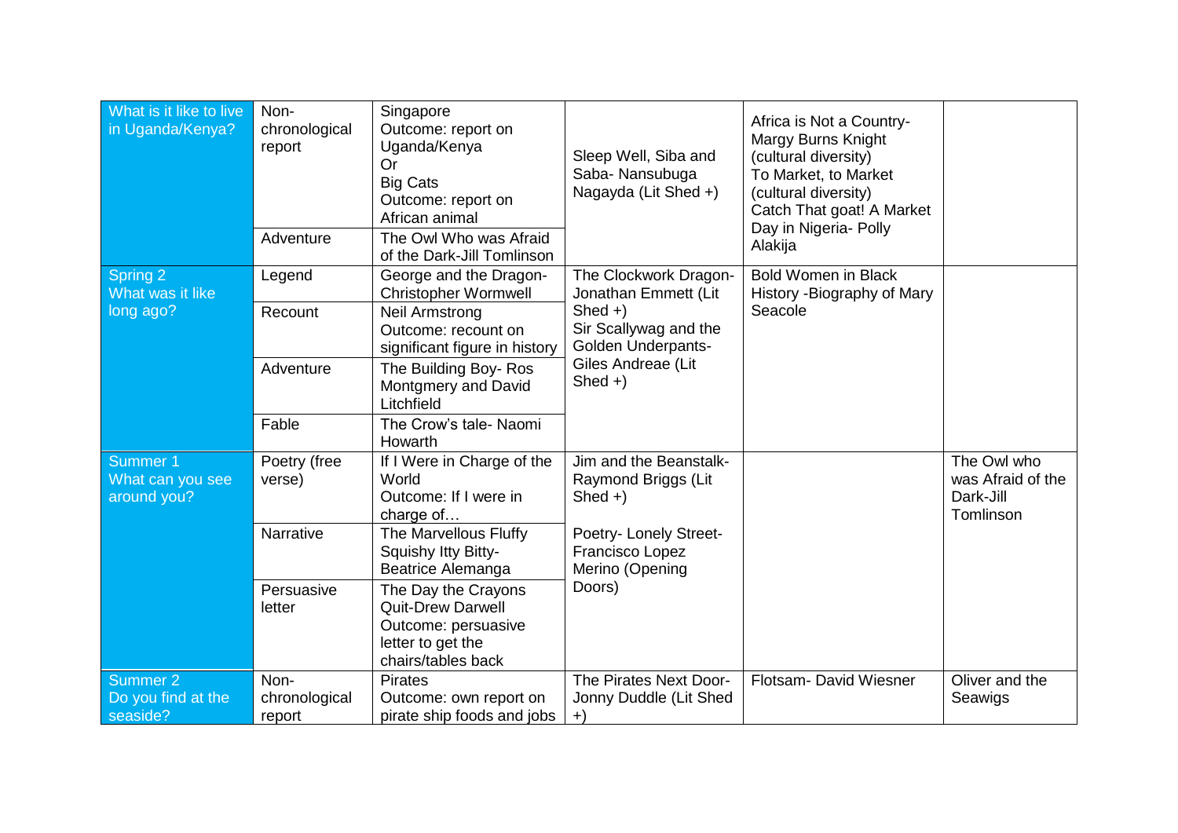| | | | | | |
|---|---|---|---|---|---|
| What is it like to live in Uganda/Kenya? | Non-chronological report | Singapore<br>Outcome: report on Uganda/Kenya<br>Or<br>Big Cats<br>Outcome: report on African animal | Sleep Well, Siba and Saba- Nansubuga Nagayda (Lit Shed +) | Africa is Not a Country- Margy Burns Knight (cultural diversity)<br>To Market, to Market (cultural diversity)<br>Catch That goat! A Market Day in Nigeria- Polly Alakija | |
| | Adventure | The Owl Who was Afraid of the Dark-Jill Tomlinson | | | |
| Spring 2<br>What was it like long ago? | Legend | George and the Dragon- Christopher Wormwell | The Clockwork Dragon- Jonathan Emmett (Lit Shed +)<br>Sir Scallywag and the Golden Underpants- Giles Andreae (Lit Shed +) | Bold Women in Black History -Biography of Mary Seacole | |
| | Recount | Neil Armstrong<br>Outcome: recount on significant figure in history | | | |
| | Adventure | The Building Boy- Ros Montgmery and David Litchfield | | | |
| | Fable | The Crow's tale- Naomi Howarth | | | |
| Summer 1<br>What can you see around you? | Poetry (free verse) | If I Were in Charge of the World<br>Outcome: If I were in charge of… | Jim and the Beanstalk- Raymond Briggs (Lit Shed +)<br><br>Poetry- Lonely Street- Francisco Lopez Merino (Opening Doors) | | The Owl who was Afraid of the Dark-Jill Tomlinson |
| | Narrative | The Marvellous Fluffy Squishy Itty Bitty- Beatrice Alemanga | | | |
| | Persuasive letter | The Day the Crayons Quit-Drew Darwell<br>Outcome: persuasive letter to get the chairs/tables back | | | |
| Summer 2<br>Do you find at the seaside? | Non-chronological report | Pirates<br>Outcome: own report on pirate ship foods and jobs | The Pirates Next Door- Jonny Duddle (Lit Shed +) | Flotsam- David Wiesner | Oliver and the Seawigs |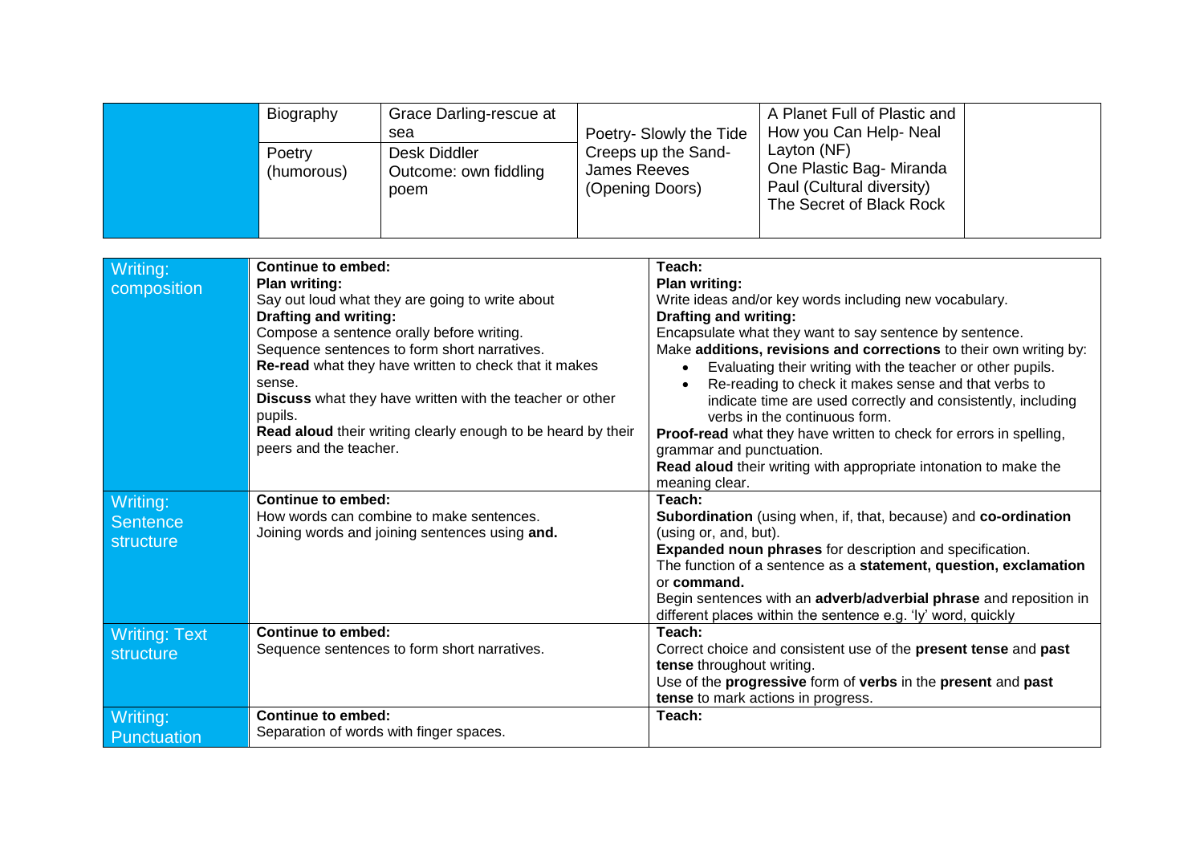| | | | | | |
|---|---|---|---|---|---|
| | Biography | Grace Darling-rescue at sea | Poetry- Slowly the Tide Creeps up the Sand- James Reeves (Opening Doors) | A Planet Full of Plastic and How you Can Help- Neal Layton (NF)<br>One Plastic Bag- Miranda Paul (Cultural diversity)<br>The Secret of Black Rock | |
| | Poetry (humorous) | Desk Diddler<br>Outcome: own fiddling poem | | | |

| | | |
|---|---|---|
| Writing: composition | **Continue to embed:**<br>**Plan writing:**<br>Say out loud what they are going to write about<br>**Drafting and writing:**<br>Compose a sentence orally before writing.<br>Sequence sentences to form short narratives.<br>**Re-read** what they have written to check that it makes sense.<br>**Discuss** what they have written with the teacher or other pupils.<br>**Read aloud** their writing clearly enough to be heard by their peers and the teacher. | **Teach:**<br>**Plan writing:**<br>Write ideas and/or key words including new vocabulary.<br>**Drafting and writing:**<br>Encapsulate what they want to say sentence by sentence.<br>Make **additions, revisions and corrections** to their own writing by:<br>• Evaluating their writing with the teacher or other pupils.<br>• Re-reading to check it makes sense and that verbs to indicate time are used correctly and consistently, including verbs in the continuous form.<br>**Proof-read** what they have written to check for errors in spelling, grammar and punctuation.<br>**Read aloud** their writing with appropriate intonation to make the meaning clear. |
| Writing: Sentence structure | **Continue to embed:**<br>How words can combine to make sentences.<br>Joining words and joining sentences using **and.** | **Teach:**<br>**Subordination** (using when, if, that, because) and **co-ordination** (using or, and, but).<br>**Expanded noun phrases** for description and specification.<br>The function of a sentence as a **statement, question, exclamation** or **command.**<br>Begin sentences with an **adverb/adverbial phrase** and reposition in different places within the sentence e.g. 'ly' word, quickly |
| Writing: Text structure | **Continue to embed:**<br>Sequence sentences to form short narratives. | **Teach:**<br>Correct choice and consistent use of the **present tense** and **past tense** throughout writing.<br>Use of the **progressive** form of **verbs** in the **present** and **past tense** to mark actions in progress. |
| Writing: Punctuation | **Continue to embed:**<br>Separation of words with finger spaces. | **Teach:** |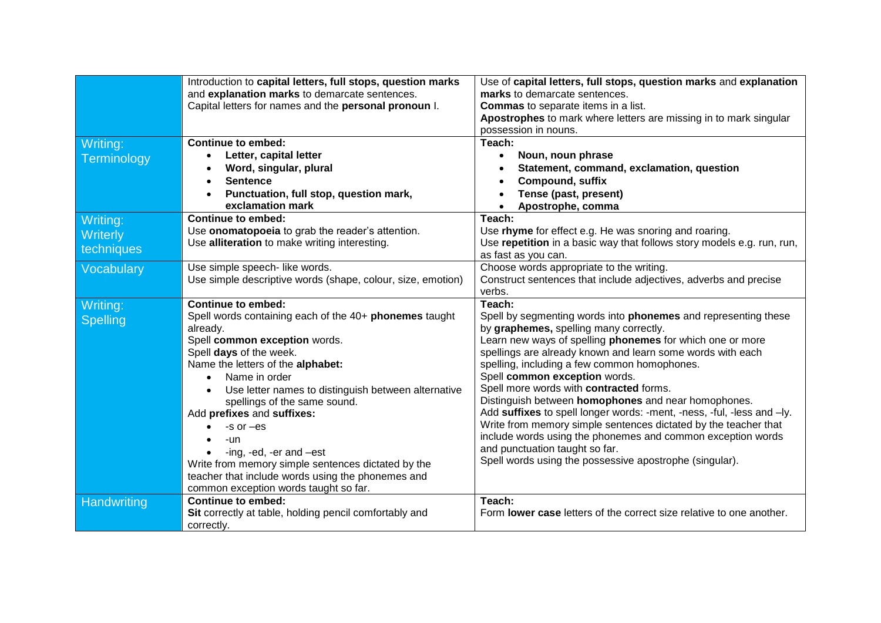| | | |
|---|---|---|
| | Introduction to **capital letters, full stops, question marks** and **explanation marks** to demarcate sentences.<br>Capital letters for names and the **personal pronoun** I. | Use of **capital letters, full stops, question marks** and **explanation marks** to demarcate sentences.<br>**Commas** to separate items in a list.<br>**Apostrophes** to mark where letters are missing in to mark singular possession in nouns. |
| Writing: Terminology | **Continue to embed:**<br>• **Letter, capital letter**<br>• **Word, singular, plural**<br>• **Sentence**<br>• **Punctuation, full stop, question mark, exclamation mark** | **Teach:**<br>• **Noun, noun phrase**<br>• **Statement, command, exclamation, question**<br>• **Compound, suffix**<br>• **Tense (past, present)**<br>• **Apostrophe, comma** |
| Writing: Writerly techniques | **Continue to embed:**<br>Use **onomatopoeia** to grab the reader's attention.<br>Use **alliteration** to make writing interesting. | **Teach:**<br>Use **rhyme** for effect e.g. He was snoring and roaring.<br>Use **repetition** in a basic way that follows story models e.g. run, run, as fast as you can. |
| Vocabulary | Use simple speech- like words.<br>Use simple descriptive words (shape, colour, size, emotion) | Choose words appropriate to the writing.<br>Construct sentences that include adjectives, adverbs and precise verbs. |
| Writing: Spelling | **Continue to embed:**<br>Spell words containing each of the 40+ **phonemes** taught already.<br>Spell **common exception** words.<br>Spell **days** of the week.<br>Name the letters of the **alphabet:**<br>• Name in order<br>• Use letter names to distinguish between alternative spellings of the same sound.<br>Add **prefixes** and **suffixes:**<br>• -s or –es<br>• -un<br>• -ing, -ed, -er and –est<br>Write from memory simple sentences dictated by the teacher that include words using the phonemes and common exception words taught so far. | **Teach:**<br>Spell by segmenting words into **phonemes** and representing these by **graphemes,** spelling many correctly.<br>Learn new ways of spelling **phonemes** for which one or more spellings are already known and learn some words with each spelling, including a few common homophones.<br>Spell **common exception** words.<br>Spell more words with **contracted** forms.<br>Distinguish between **homophones** and near homophones.<br>Add **suffixes** to spell longer words: -ment, -ness, -ful, -less and –ly.<br>Write from memory simple sentences dictated by the teacher that include words using the phonemes and common exception words and punctuation taught so far.<br>Spell words using the possessive apostrophe (singular). |
| Handwriting | **Continue to embed:**<br>**Sit** correctly at table, holding pencil comfortably and correctly. | **Teach:**<br>Form **lower case** letters of the correct size relative to one another. |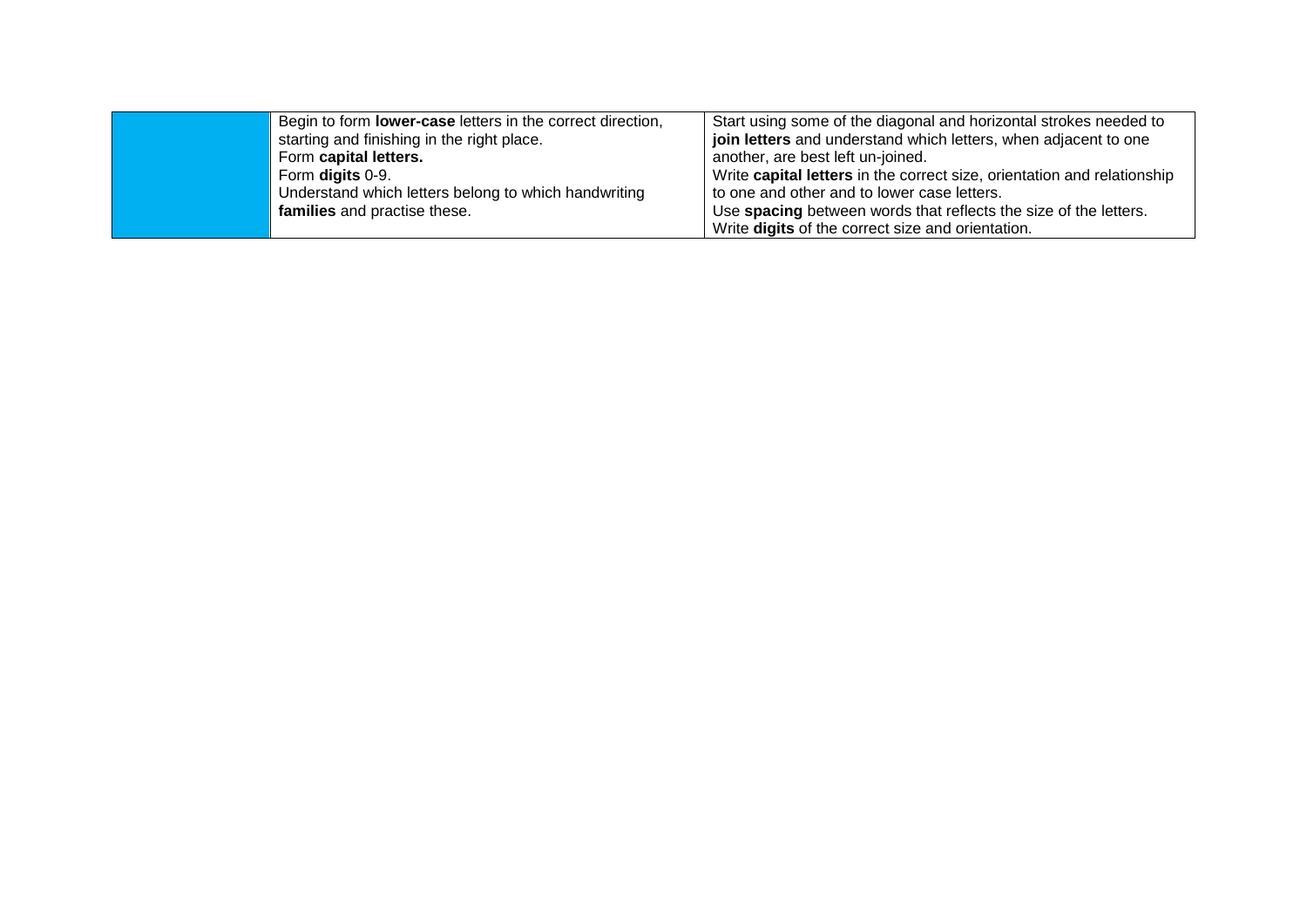| | | |
|---|---|---|
| | Begin to form **lower-case** letters in the correct direction, starting and finishing in the right place.<br>Form **capital letters.**<br>Form **digits** 0-9.<br>Understand which letters belong to which handwriting **families** and practise these. | Start using some of the diagonal and horizontal strokes needed to **join letters** and understand which letters, when adjacent to one another, are best left un-joined.<br>Write **capital letters** in the correct size, orientation and relationship to one and other and to lower case letters.<br>Use **spacing** between words that reflects the size of the letters.<br>Write **digits** of the correct size and orientation. |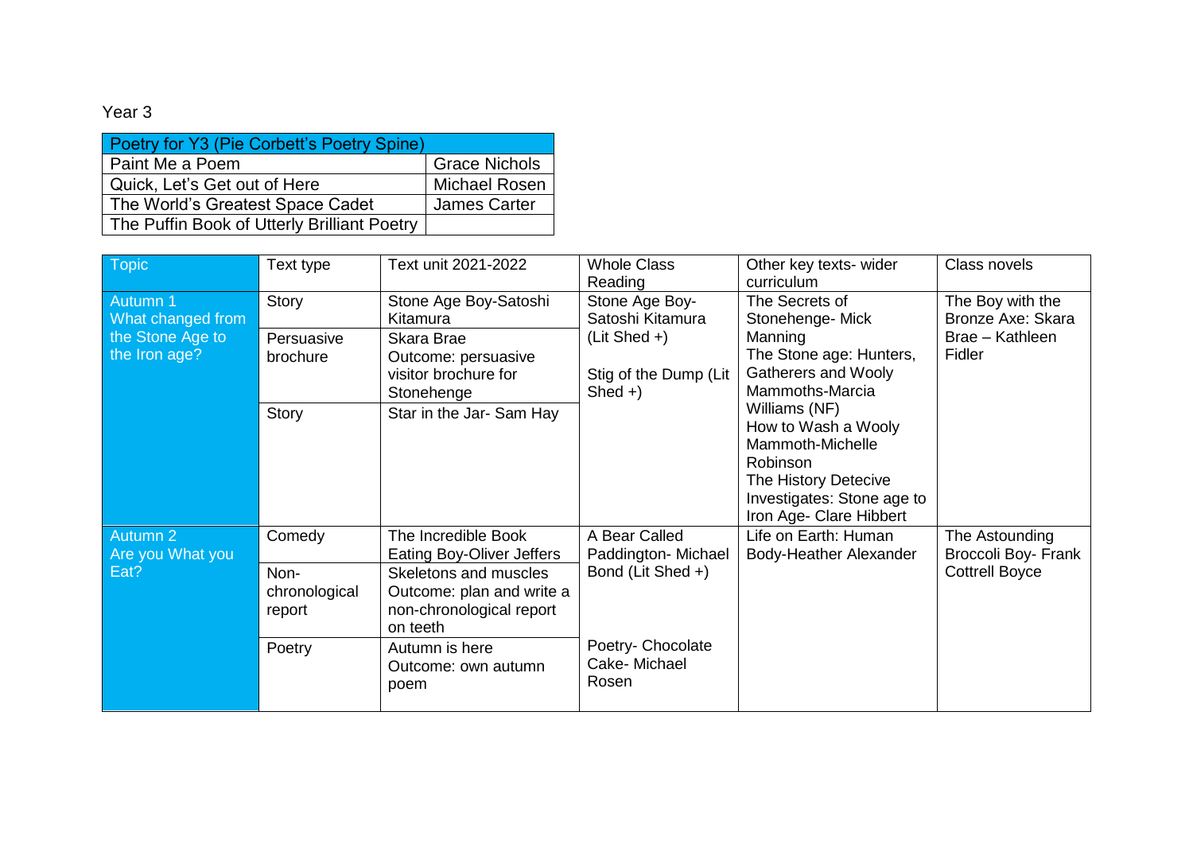Year 3

| Poetry for Y3 (Pie Corbett's Poetry Spine) | |
|---|---|
| Paint Me a Poem | Grace Nichols |
| Quick, Let's Get out of Here | Michael Rosen |
| The World's Greatest Space Cadet | James Carter |
| The Puffin Book of Utterly Brilliant Poetry | |

| Topic | Text type | Text unit 2021-2022 | Whole Class Reading | Other key texts- wider curriculum | Class novels |
|---|---|---|---|---|---|
| Autumn 1 What changed from the Stone Age to the Iron age? | Story | Stone Age Boy-Satoshi Kitamura | Stone Age Boy-Satoshi Kitamura (Lit Shed +) Stig of the Dump (Lit Shed +) | The Secrets of Stonehenge- Mick Manning The Stone age: Hunters, Gatherers and Wooly Mammoths-Marcia Williams (NF) How to Wash a Wooly Mammoth-Michelle Robinson The History Detecive Investigates: Stone age to Iron Age- Clare Hibbert | The Boy with the Bronze Axe: Skara Brae – Kathleen Fidler |
| | Persuasive brochure | Skara Brae Outcome: persuasive visitor brochure for Stonehenge | | | |
| | Story | Star in the Jar- Sam Hay | | | |
| Autumn 2 Are you What you Eat? | Comedy | The Incredible Book Eating Boy-Oliver Jeffers | A Bear Called Paddington- Michael Bond (Lit Shed +) | Life on Earth: Human Body-Heather Alexander | The Astounding Broccoli Boy- Frank Cottrell Boyce |
| | Non-chronological report | Skeletons and muscles Outcome: plan and write a non-chronological report on teeth | | | |
| | Poetry | Autumn is here Outcome: own autumn poem | Poetry- Chocolate Cake- Michael Rosen | | |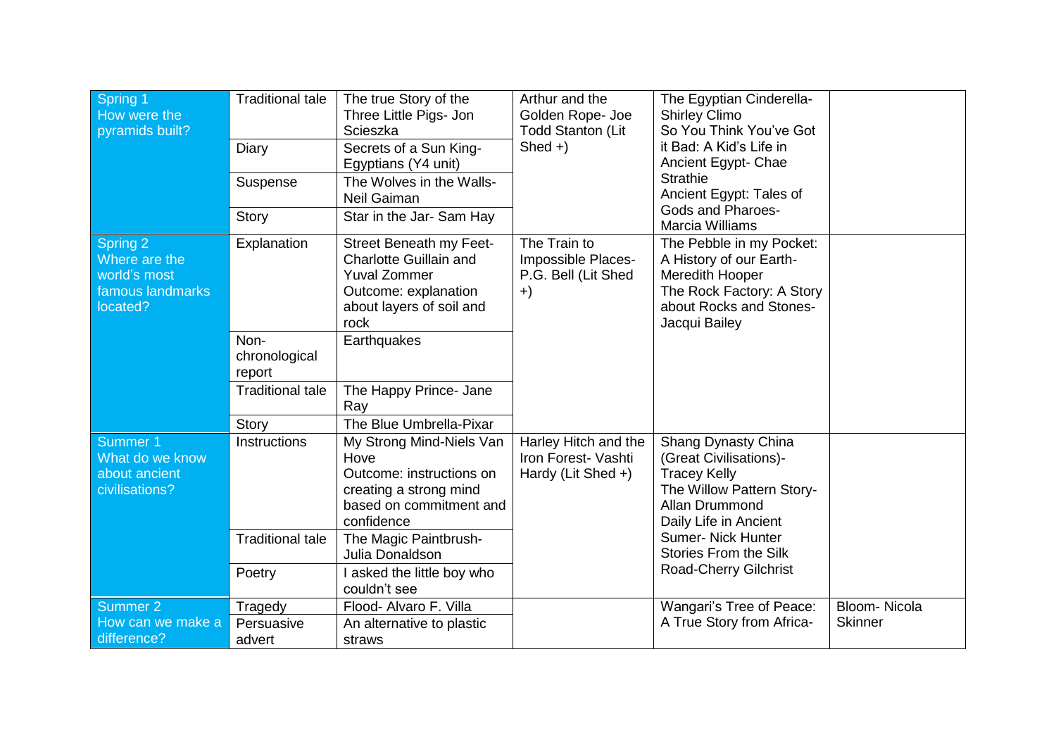| | | | | | |
|---|---|---|---|---|---|
| Spring 1<br>How were the pyramids built? | Traditional tale | The true Story of the Three Little Pigs- Jon Scieszka | Arthur and the Golden Rope- Joe Todd Stanton (Lit Shed +) | The Egyptian Cinderella- Shirley Climo<br>So You Think You've Got it Bad: A Kid's Life in Ancient Egypt- Chae Strathie<br>Ancient Egypt: Tales of Gods and Pharoes- Marcia Williams | |
| | Diary | Secrets of a Sun King- Egyptians (Y4 unit) | | | |
| | Suspense | The Wolves in the Walls- Neil Gaiman | | | |
| | Story | Star in the Jar- Sam Hay | | | |
| Spring 2<br>Where are the world's most famous landmarks located? | Explanation | Street Beneath my Feet- Charlotte Guillain and Yuval Zommer<br>Outcome: explanation about layers of soil and rock | The Train to Impossible Places- P.G. Bell (Lit Shed +) | The Pebble in my Pocket: A History of our Earth- Meredith Hooper<br>The Rock Factory: A Story about Rocks and Stones- Jacqui Bailey | |
| | Non-chronological report | Earthquakes | | | |
| | Traditional tale | The Happy Prince- Jane Ray | | | |
| | Story | The Blue Umbrella-Pixar | | | |
| Summer 1<br>What do we know about ancient civilisations? | Instructions | My Strong Mind-Niels Van Hove<br>Outcome: instructions on creating a strong mind based on commitment and confidence | Harley Hitch and the Iron Forest- Vashti Hardy (Lit Shed +) | Shang Dynasty China (Great Civilisations)- Tracey Kelly<br>The Willow Pattern Story- Allan Drummond<br>Daily Life in Ancient Sumer- Nick Hunter<br>Stories From the Silk Road-Cherry Gilchrist | |
| | Traditional tale | The Magic Paintbrush- Julia Donaldson | | | |
| | Poetry | I asked the little boy who couldn't see | | | |
| Summer 2<br>How can we make a difference? | Tragedy | Flood- Alvaro F. Villa | | Wangari's Tree of Peace: A True Story from Africa- | Bloom- Nicola Skinner |
| | Persuasive advert | An alternative to plastic straws | | | |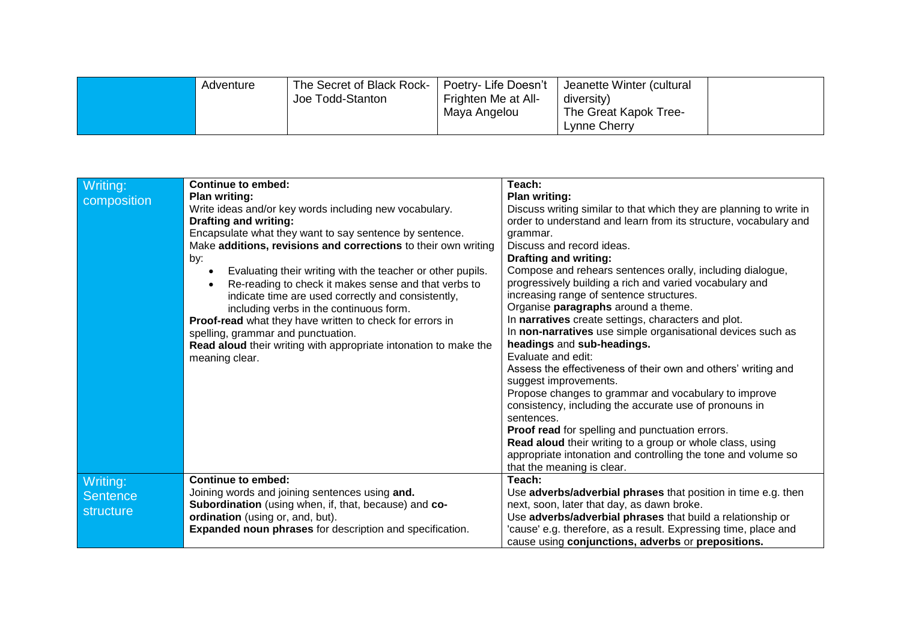|  | Adventure | The Secret of Black Rock- Joe Todd-Stanton | Poetry- Life Doesn't Frighten Me at All- Maya Angelou | Jeanette Winter (cultural diversity) The Great Kapok Tree- Lynne Cherry |  |
|---|---|---|---|---|---|

| Writing: composition | **Continue to embed:**<br>**Plan writing:**<br>Write ideas and/or key words including new vocabulary.<br>**Drafting and writing:**<br>Encapsulate what they want to say sentence by sentence.<br>Make **additions, revisions and corrections** to their own writing by:<br>• Evaluating their writing with the teacher or other pupils.<br>• Re-reading to check it makes sense and that verbs to indicate time are used correctly and consistently, including verbs in the continuous form.<br>**Proof-read** what they have written to check for errors in spelling, grammar and punctuation.<br>**Read aloud** their writing with appropriate intonation to make the meaning clear. | **Teach:**<br>**Plan writing:**<br>Discuss writing similar to that which they are planning to write in order to understand and learn from its structure, vocabulary and grammar.<br>Discuss and record ideas.<br>**Drafting and writing:**<br>Compose and rehears sentences orally, including dialogue, progressively building a rich and varied vocabulary and increasing range of sentence structures.<br>Organise **paragraphs** around a theme.<br>In **narratives** create settings, characters and plot.<br>In **non-narratives** use simple organisational devices such as **headings** and **sub-headings.**<br>Evaluate and edit:<br>Assess the effectiveness of their own and others' writing and suggest improvements.<br>Propose changes to grammar and vocabulary to improve consistency, including the accurate use of pronouns in sentences.<br>**Proof read** for spelling and punctuation errors.<br>**Read aloud** their writing to a group or whole class, using appropriate intonation and controlling the tone and volume so that the meaning is clear. |
|---|---|---|
| Writing: Sentence structure | **Continue to embed:**<br>Joining words and joining sentences using **and.**<br>**Subordination** (using when, if, that, because) and **co-ordination** (using or, and, but).<br>**Expanded noun phrases** for description and specification. | **Teach:**<br>Use **adverbs/adverbial phrases** that position in time e.g. then next, soon, later that day, as dawn broke.<br>Use **adverbs/adverbial phrases** that build a relationship or 'cause' e.g. therefore, as a result. Expressing time, place and cause using **conjunctions, adverbs** or **prepositions.** |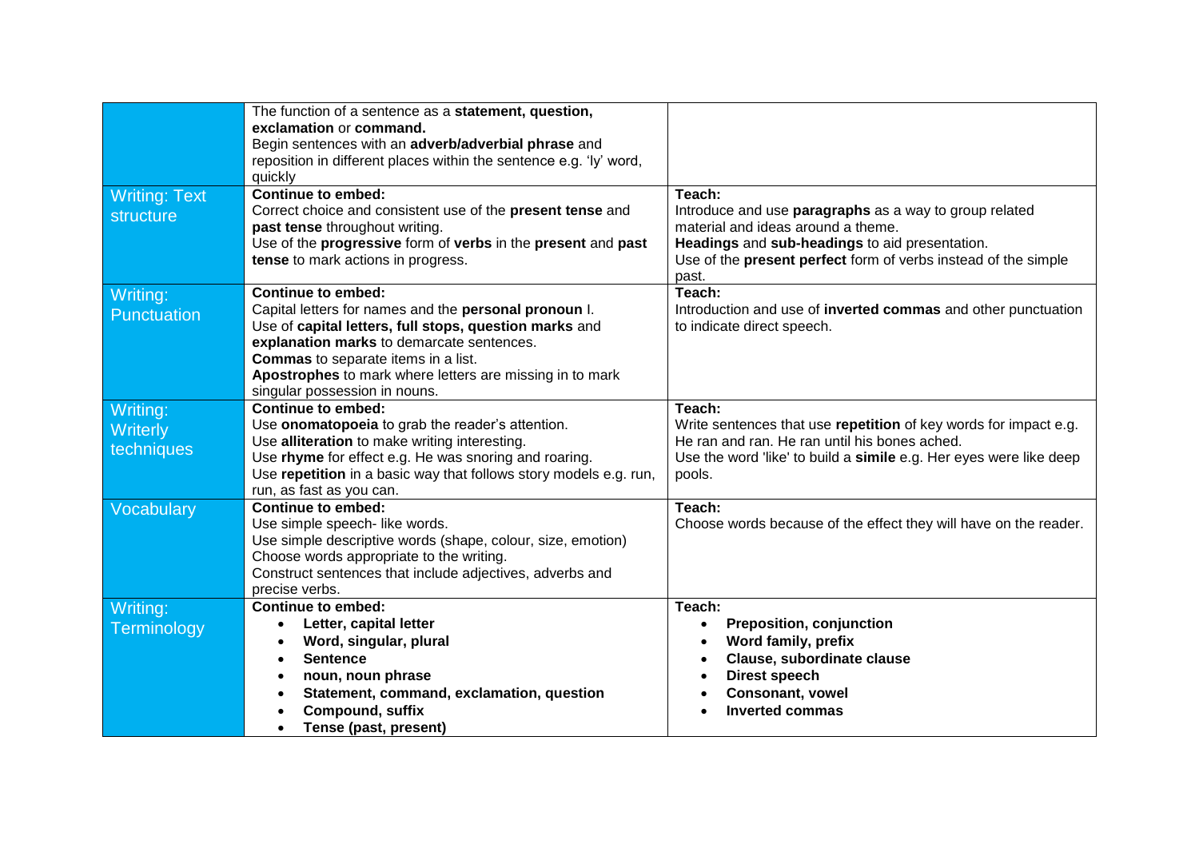| | | |
|---|---|---|
| | The function of a sentence as a **statement, question, exclamation** or **command.**<br>Begin sentences with an **adverb/adverbial phrase** and reposition in different places within the sentence e.g. 'ly' word, quickly | |
| Writing: Text structure | **Continue to embed:**<br>Correct choice and consistent use of the **present tense** and **past tense** throughout writing.<br>Use of the **progressive** form of **verbs** in the **present** and **past tense** to mark actions in progress. | **Teach:**<br>Introduce and use **paragraphs** as a way to group related material and ideas around a theme.<br>**Headings** and **sub-headings** to aid presentation.<br>Use of the **present perfect** form of verbs instead of the simple past. |
| Writing: Punctuation | **Continue to embed:**<br>Capital letters for names and the **personal pronoun** I.<br>Use of **capital letters, full stops, question marks** and **explanation marks** to demarcate sentences.<br>**Commas** to separate items in a list.<br>**Apostrophes** to mark where letters are missing in to mark singular possession in nouns. | **Teach:**<br>Introduction and use of **inverted commas** and other punctuation to indicate direct speech. |
| Writing: Writerly techniques | **Continue to embed:**<br>Use **onomatopoeia** to grab the reader's attention.<br>Use **alliteration** to make writing interesting.<br>Use **rhyme** for effect e.g. He was snoring and roaring.<br>Use **repetition** in a basic way that follows story models e.g. run, run, as fast as you can. | **Teach:**<br>Write sentences that use **repetition** of key words for impact e.g. He ran and ran. He ran until his bones ached.<br>Use the word 'like' to build a **simile** e.g. Her eyes were like deep pools. |
| Vocabulary | **Continue to embed:**<br>Use simple speech- like words.<br>Use simple descriptive words (shape, colour, size, emotion)<br>Choose words appropriate to the writing.<br>Construct sentences that include adjectives, adverbs and precise verbs. | **Teach:**<br>Choose words because of the effect they will have on the reader. |
| Writing: Terminology | **Continue to embed:**<br>• **Letter, capital letter**<br>• **Word, singular, plural**<br>• **Sentence**<br>• **noun, noun phrase**<br>• **Statement, command, exclamation, question**<br>• **Compound, suffix**<br>• **Tense (past, present)** | **Teach:**<br>• **Preposition, conjunction**<br>• **Word family, prefix**<br>• **Clause, subordinate clause**<br>• **Direst speech**<br>• **Consonant, vowel**<br>• **Inverted commas** |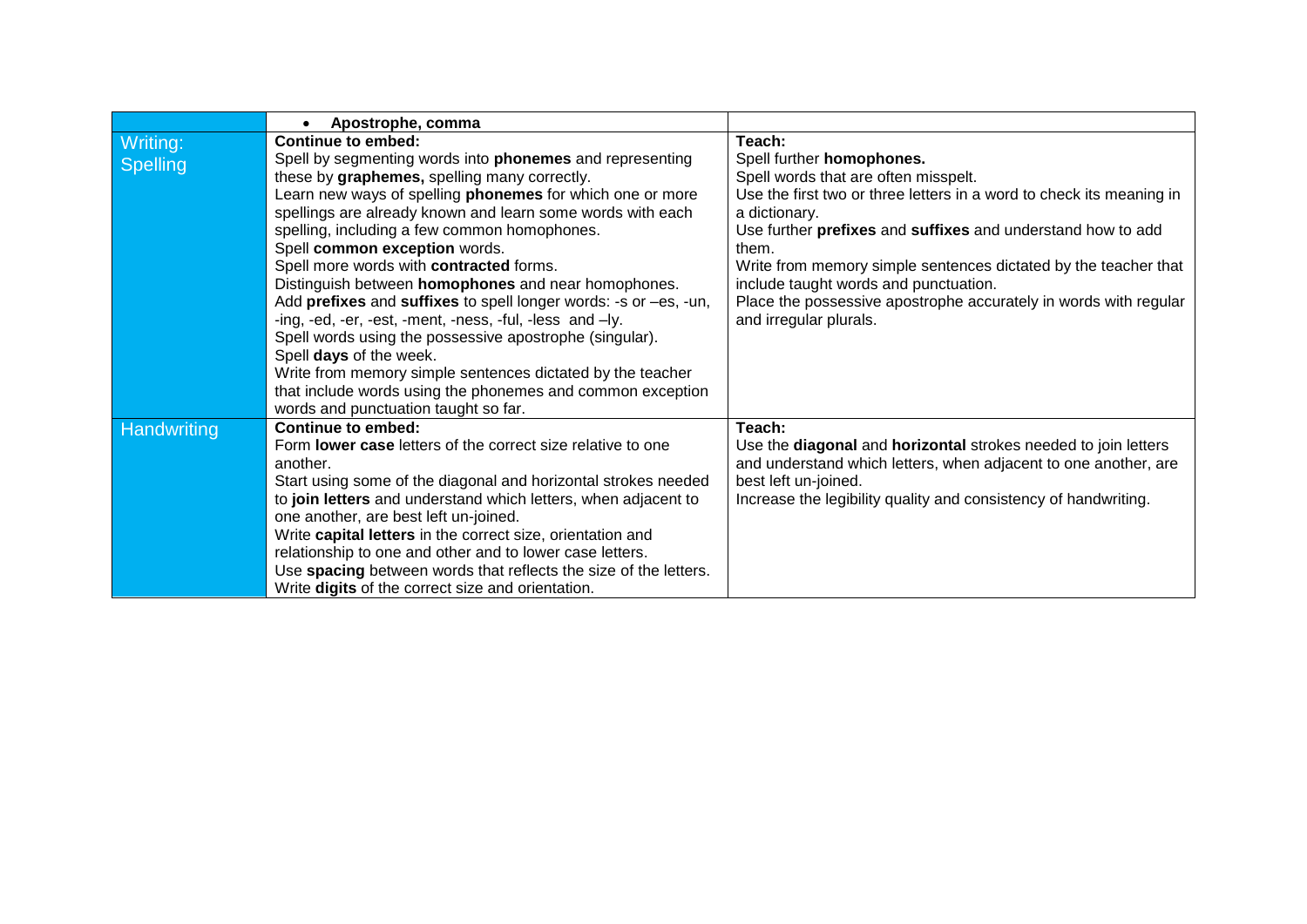| | | |
|---|---|---|
| | • **Apostrophe, comma** | |
| Writing: Spelling | **Continue to embed:**<br>Spell by segmenting words into **phonemes** and representing these by **graphemes,** spelling many correctly.<br>Learn new ways of spelling **phonemes** for which one or more spellings are already known and learn some words with each spelling, including a few common homophones.<br>Spell **common exception** words.<br>Spell more words with **contracted** forms.<br>Distinguish between **homophones** and near homophones.<br>Add **prefixes** and **suffixes** to spell longer words: -s or –es, -un, -ing, -ed, -er, -est, -ment, -ness, -ful, -less and –ly.<br>Spell words using the possessive apostrophe (singular).<br>Spell **days** of the week.<br>Write from memory simple sentences dictated by the teacher that include words using the phonemes and common exception words and punctuation taught so far. | **Teach:**<br>Spell further **homophones.**<br>Spell words that are often misspelt.<br>Use the first two or three letters in a word to check its meaning in a dictionary.<br>Use further **prefixes** and **suffixes** and understand how to add them.<br>Write from memory simple sentences dictated by the teacher that include taught words and punctuation.<br>Place the possessive apostrophe accurately in words with regular and irregular plurals. |
| Handwriting | **Continue to embed:**<br>Form **lower case** letters of the correct size relative to one another.<br>Start using some of the diagonal and horizontal strokes needed to **join letters** and understand which letters, when adjacent to one another, are best left un-joined.<br>Write **capital letters** in the correct size, orientation and relationship to one and other and to lower case letters.<br>Use **spacing** between words that reflects the size of the letters.<br>Write **digits** of the correct size and orientation. | **Teach:**<br>Use the **diagonal** and **horizontal** strokes needed to join letters and understand which letters, when adjacent to one another, are best left un-joined.<br>Increase the legibility quality and consistency of handwriting. |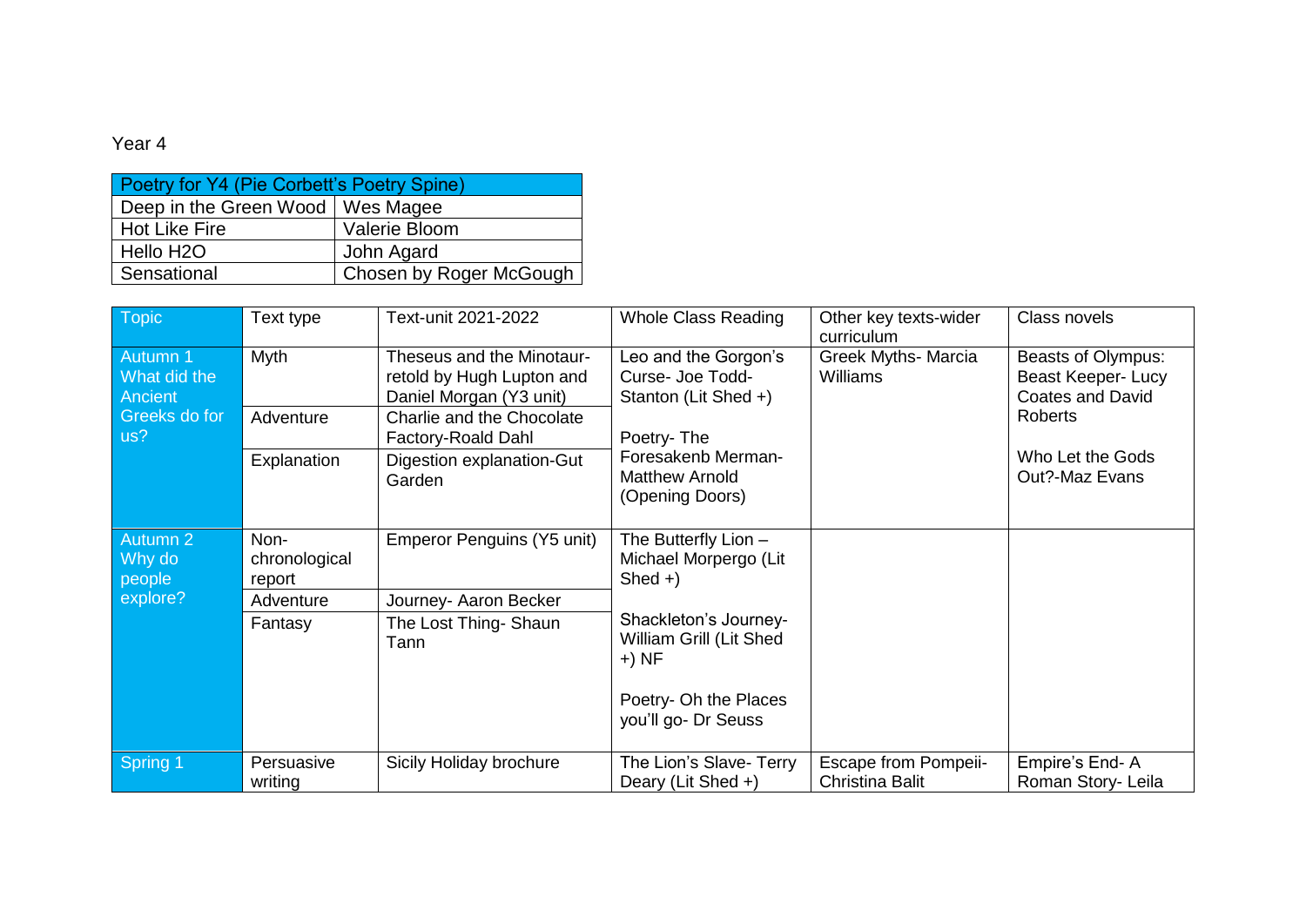Year 4

| Poetry for Y4 (Pie Corbett's Poetry Spine) | |
|---|---|
| Deep in the Green Wood | Wes Magee |
| Hot Like Fire | Valerie Bloom |
| Hello H2O | John Agard |
| Sensational | Chosen by Roger McGough |

| Topic | Text type | Text-unit 2021-2022 | Whole Class Reading | Other key texts-wider curriculum | Class novels |
|---|---|---|---|---|---|
| Autumn 1 What did the Ancient Greeks do for us? | Myth | Theseus and the Minotaur-retold by Hugh Lupton and Daniel Morgan (Y3 unit) | Leo and the Gorgon's Curse- Joe Todd-Stanton (Lit Shed +)<br><br>Poetry- The Foresakenb Merman- Matthew Arnold (Opening Doors) | Greek Myths- Marcia Williams | Beasts of Olympus: Beast Keeper- Lucy Coates and David Roberts<br><br>Who Let the Gods Out?-Maz Evans |
| | Adventure | Charlie and the Chocolate Factory-Roald Dahl | | | |
| | Explanation | Digestion explanation-Gut Garden | | | |
| Autumn 2 Why do people explore? | Non-chronological report | Emperor Penguins (Y5 unit) | The Butterfly Lion – Michael Morpergo (Lit Shed +)<br><br>Shackleton's Journey- William Grill (Lit Shed +) NF<br><br>Poetry- Oh the Places you'll go- Dr Seuss | | |
| | Adventure | Journey- Aaron Becker | | | |
| | Fantasy | The Lost Thing- Shaun Tann | | | |
| Spring 1 | Persuasive writing | Sicily Holiday brochure | The Lion's Slave- Terry Deary (Lit Shed +) | Escape from Pompeii- Christina Balit | Empire's End- A Roman Story- Leila |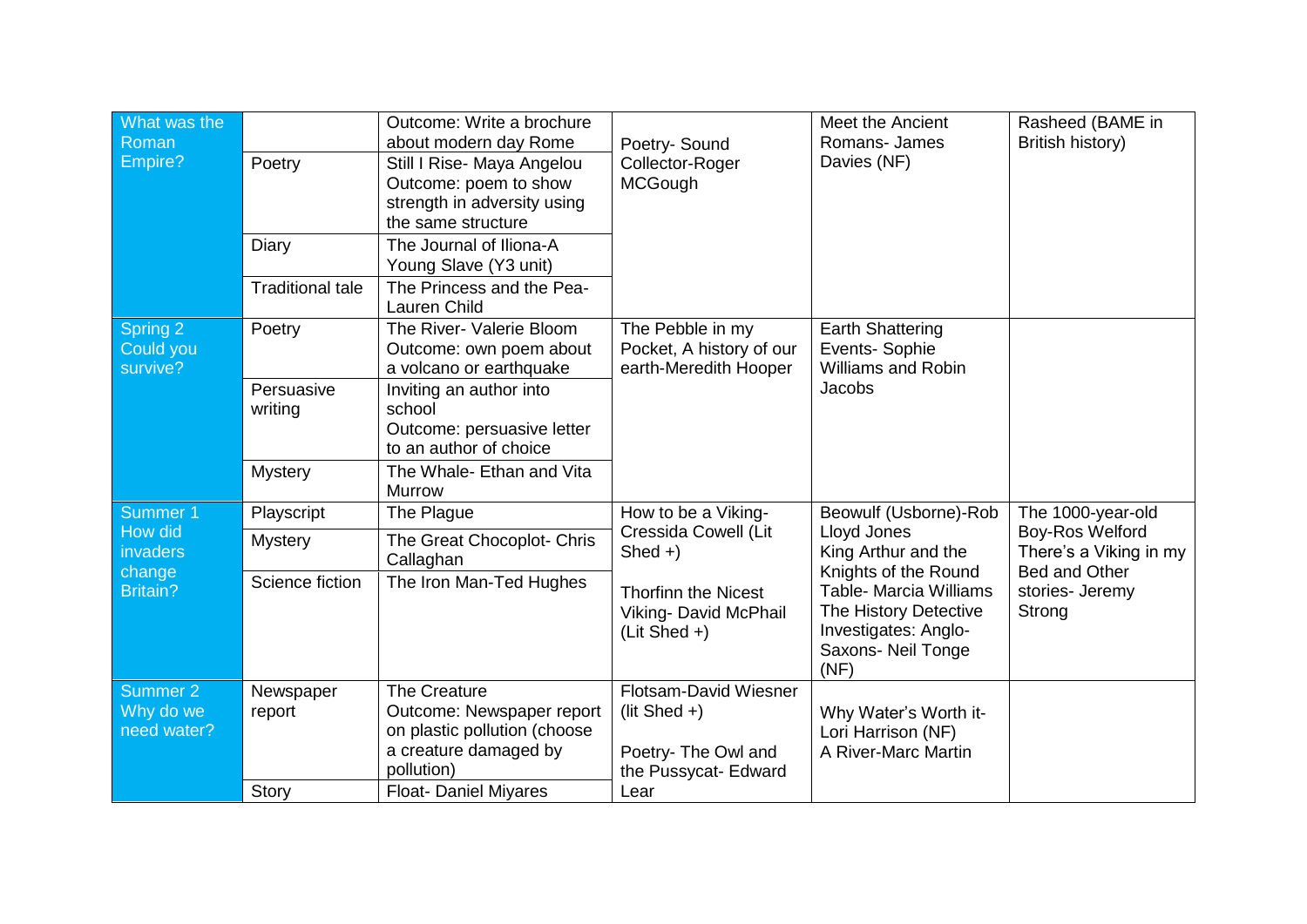| What was the Roman Empire? | | Outcome: Write a brochure about modern day Rome | Poetry- Sound Collector-Roger MCGough | Meet the Ancient Romans- James Davies (NF) | Rasheed (BAME in British history) |
|---|---|---|---|---|---|
| | Poetry | Still I Rise- Maya Angelou<br>Outcome: poem to show strength in adversity using the same structure | | | |
| | Diary | The Journal of Iliona-A Young Slave (Y3 unit) | | | |
| | Traditional tale | The Princess and the Pea- Lauren Child | | | |
| Spring 2<br>Could you survive? | Poetry | The River- Valerie Bloom<br>Outcome: own poem about a volcano or earthquake | The Pebble in my Pocket, A history of our earth-Meredith Hooper | Earth Shattering Events- Sophie Williams and Robin Jacobs | |
| | Persuasive writing | Inviting an author into school<br>Outcome: persuasive letter to an author of choice | | | |
| | Mystery | The Whale- Ethan and Vita Murrow | | | |
| Summer 1<br>How did invaders change Britain? | Playscript | The Plague | How to be a Viking- Cressida Cowell (Lit Shed +)<br><br>Thorfinn the Nicest Viking- David McPhail (Lit Shed +) | Beowulf (Usborne)-Rob Lloyd Jones<br>King Arthur and the Knights of the Round Table- Marcia Williams<br>The History Detective Investigates: Anglo-Saxons- Neil Tonge (NF) | The 1000-year-old Boy-Ros Welford<br>There's a Viking in my Bed and Other stories- Jeremy Strong |
| | Mystery | The Great Chocoplot- Chris Callaghan | | | |
| | Science fiction | The Iron Man-Ted Hughes | | | |
| Summer 2<br>Why do we need water? | Newspaper report | The Creature<br>Outcome: Newspaper report on plastic pollution (choose a creature damaged by pollution) | Flotsam-David Wiesner (lit Shed +)<br><br>Poetry- The Owl and the Pussycat- Edward Lear | Why Water's Worth it- Lori Harrison (NF)<br>A River-Marc Martin | |
| | Story | Float- Daniel Miyares | | | |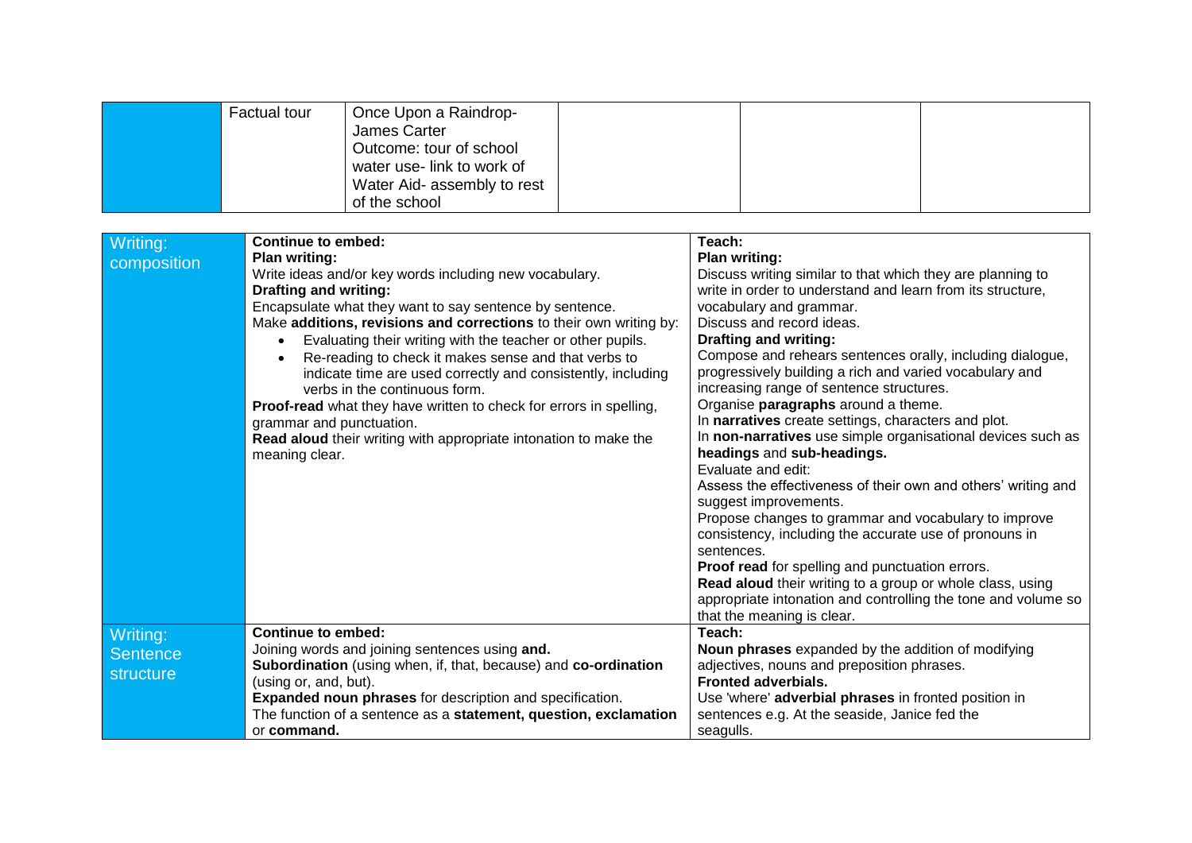|  | Factual tour | Once Upon a Raindrop- James Carter<br>Outcome: tour of school water use- link to work of Water Aid- assembly to rest of the school |  |  |  |
|---|---|---|---|---|---|

| Writing: composition | **Continue to embed:**<br>**Plan writing:**<br>Write ideas and/or key words including new vocabulary.<br>**Drafting and writing:**<br>Encapsulate what they want to say sentence by sentence.<br>Make **additions, revisions and corrections** to their own writing by:<br>• Evaluating their writing with the teacher or other pupils.<br>• Re-reading to check it makes sense and that verbs to indicate time are used correctly and consistently, including verbs in the continuous form.<br>**Proof-read** what they have written to check for errors in spelling, grammar and punctuation.<br>**Read aloud** their writing with appropriate intonation to make the meaning clear. | **Teach:**<br>**Plan writing:**<br>Discuss writing similar to that which they are planning to write in order to understand and learn from its structure, vocabulary and grammar.<br>Discuss and record ideas.<br>**Drafting and writing:**<br>Compose and rehears sentences orally, including dialogue, progressively building a rich and varied vocabulary and increasing range of sentence structures.<br>Organise **paragraphs** around a theme.<br>In **narratives** create settings, characters and plot.<br>In **non-narratives** use simple organisational devices such as **headings** and **sub-headings.**<br>Evaluate and edit:<br>Assess the effectiveness of their own and others' writing and suggest improvements.<br>Propose changes to grammar and vocabulary to improve consistency, including the accurate use of pronouns in sentences.<br>**Proof read** for spelling and punctuation errors.<br>**Read aloud** their writing to a group or whole class, using appropriate intonation and controlling the tone and volume so that the meaning is clear. |
|---|---|---|
| Writing: Sentence structure | **Continue to embed:**<br>Joining words and joining sentences using **and.**<br>**Subordination** (using when, if, that, because) and **co-ordination** (using or, and, but).<br>**Expanded noun phrases** for description and specification.<br>The function of a sentence as a **statement, question, exclamation** or **command.** | **Teach:**<br>**Noun phrases** expanded by the addition of modifying adjectives, nouns and preposition phrases.<br>**Fronted adverbials.**<br>Use 'where' **adverbial phrases** in fronted position in sentences e.g. At the seaside, Janice fed the seagulls. |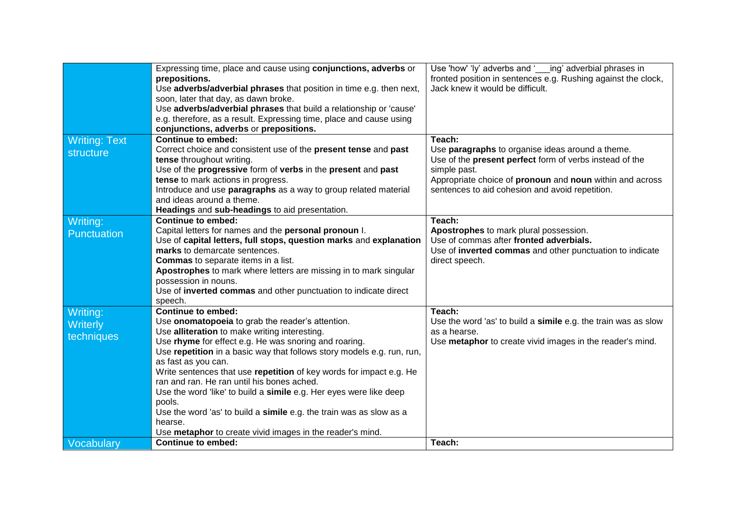| | | |
|---|---|---|
| | Expressing time, place and cause using **conjunctions, adverbs** or **prepositions.**<br>Use **adverbs/adverbial phrases** that position in time e.g. then next, soon, later that day, as dawn broke.<br>Use **adverbs/adverbial phrases** that build a relationship or 'cause' e.g. therefore, as a result. Expressing time, place and cause using **conjunctions, adverbs** or **prepositions.** | Use 'how' 'ly' adverbs and '___ing' adverbial phrases in fronted position in sentences e.g. Rushing against the clock, Jack knew it would be difficult. |
| Writing: Text structure | **Continue to embed:**<br>Correct choice and consistent use of the **present tense** and **past tense** throughout writing.<br>Use of the **progressive** form of **verbs** in the **present** and **past tense** to mark actions in progress.<br>Introduce and use **paragraphs** as a way to group related material and ideas around a theme.<br>**Headings** and **sub-headings** to aid presentation. | **Teach:**<br>Use **paragraphs** to organise ideas around a theme.<br>Use of the **present perfect** form of verbs instead of the simple past.<br>Appropriate choice of **pronoun** and **noun** within and across sentences to aid cohesion and avoid repetition. |
| Writing: Punctuation | **Continue to embed:**<br>Capital letters for names and the **personal pronoun** I.<br>Use of **capital letters, full stops, question marks** and **explanation marks** to demarcate sentences.<br>**Commas** to separate items in a list.<br>**Apostrophes** to mark where letters are missing in to mark singular possession in nouns.<br>Use of **inverted commas** and other punctuation to indicate direct speech. | **Teach:**<br>**Apostrophes** to mark plural possession.<br>Use of commas after **fronted adverbials.**<br>Use of **inverted commas** and other punctuation to indicate direct speech. |
| Writing: Writerly techniques | **Continue to embed:**<br>Use **onomatopoeia** to grab the reader's attention.<br>Use **alliteration** to make writing interesting.<br>Use **rhyme** for effect e.g. He was snoring and roaring.<br>Use **repetition** in a basic way that follows story models e.g. run, run, as fast as you can.<br>Write sentences that use **repetition** of key words for impact e.g. He ran and ran. He ran until his bones ached.<br>Use the word 'like' to build a **simile** e.g. Her eyes were like deep pools.<br>Use the word 'as' to build a **simile** e.g. the train was as slow as a hearse.<br>Use **metaphor** to create vivid images in the reader's mind. | **Teach:**<br>Use the word 'as' to build a **simile** e.g. the train was as slow as a hearse.<br>Use **metaphor** to create vivid images in the reader's mind. |
| Vocabulary | **Continue to embed:** | **Teach:** |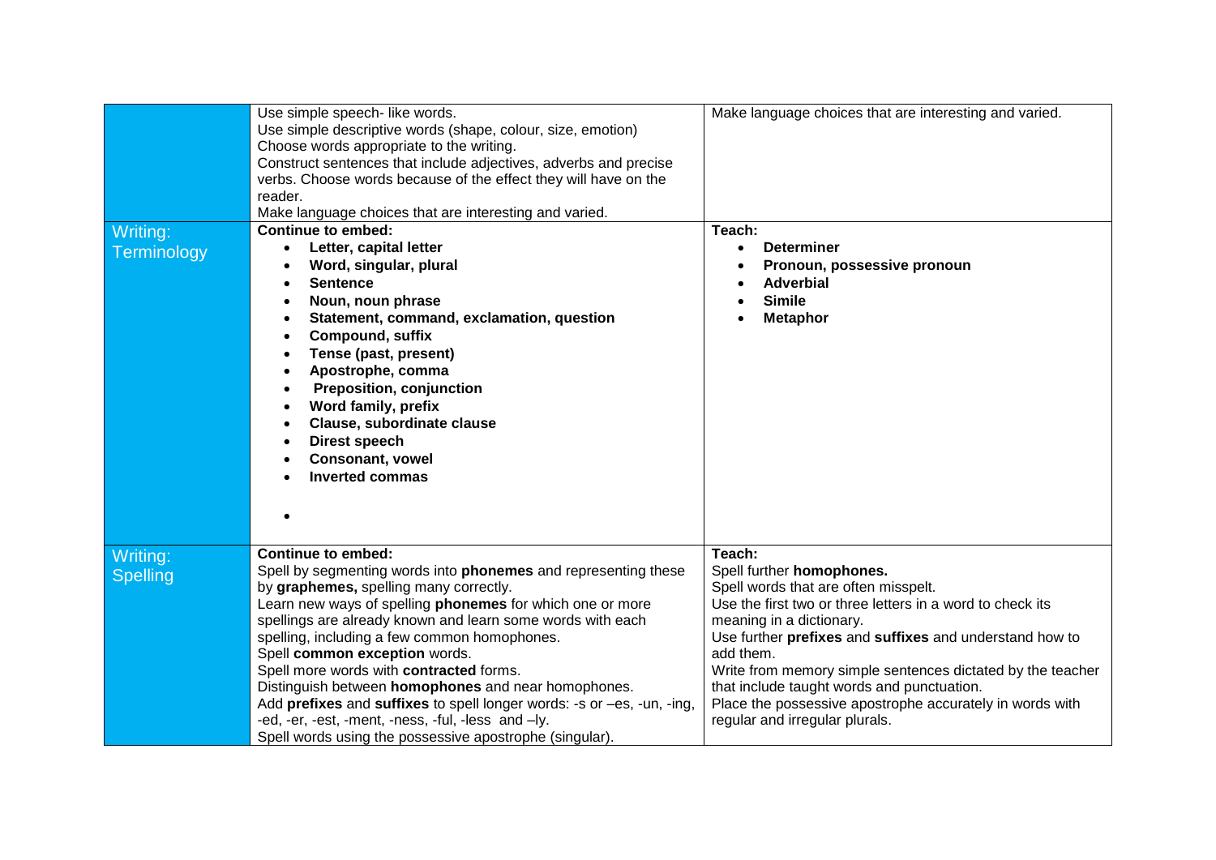| | | |
|---|---|---|
| | Use simple speech- like words.<br>Use simple descriptive words (shape, colour, size, emotion)<br>Choose words appropriate to the writing.<br>Construct sentences that include adjectives, adverbs and precise verbs. Choose words because of the effect they will have on the reader.<br>Make language choices that are interesting and varied. | Make language choices that are interesting and varied. |
| Writing: Terminology | **Continue to embed:**<br>• **Letter, capital letter**<br>• **Word, singular, plural**<br>• **Sentence**<br>• **Noun, noun phrase**<br>• **Statement, command, exclamation, question**<br>• **Compound, suffix**<br>• **Tense (past, present)**<br>• **Apostrophe, comma**<br>• **Preposition, conjunction**<br>• **Word family, prefix**<br>• **Clause, subordinate clause**<br>• **Direst speech**<br>• **Consonant, vowel**<br>• **Inverted commas**<br>• | **Teach:**<br>• **Determiner**<br>• **Pronoun, possessive pronoun**<br>• **Adverbial**<br>• **Simile**<br>• **Metaphor** |
| Writing: Spelling | **Continue to embed:**<br>Spell by segmenting words into **phonemes** and representing these by **graphemes,** spelling many correctly.<br>Learn new ways of spelling **phonemes** for which one or more spellings are already known and learn some words with each spelling, including a few common homophones.<br>Spell **common exception** words.<br>Spell more words with **contracted** forms.<br>Distinguish between **homophones** and near homophones.<br>Add **prefixes** and **suffixes** to spell longer words: -s or –es, -un, -ing, -ed, -er, -est, -ment, -ness, -ful, -less and –ly.<br>Spell words using the possessive apostrophe (singular). | **Teach:**<br>Spell further **homophones.**<br>Spell words that are often misspelt.<br>Use the first two or three letters in a word to check its meaning in a dictionary.<br>Use further **prefixes** and **suffixes** and understand how to add them.<br>Write from memory simple sentences dictated by the teacher that include taught words and punctuation.<br>Place the possessive apostrophe accurately in words with regular and irregular plurals. |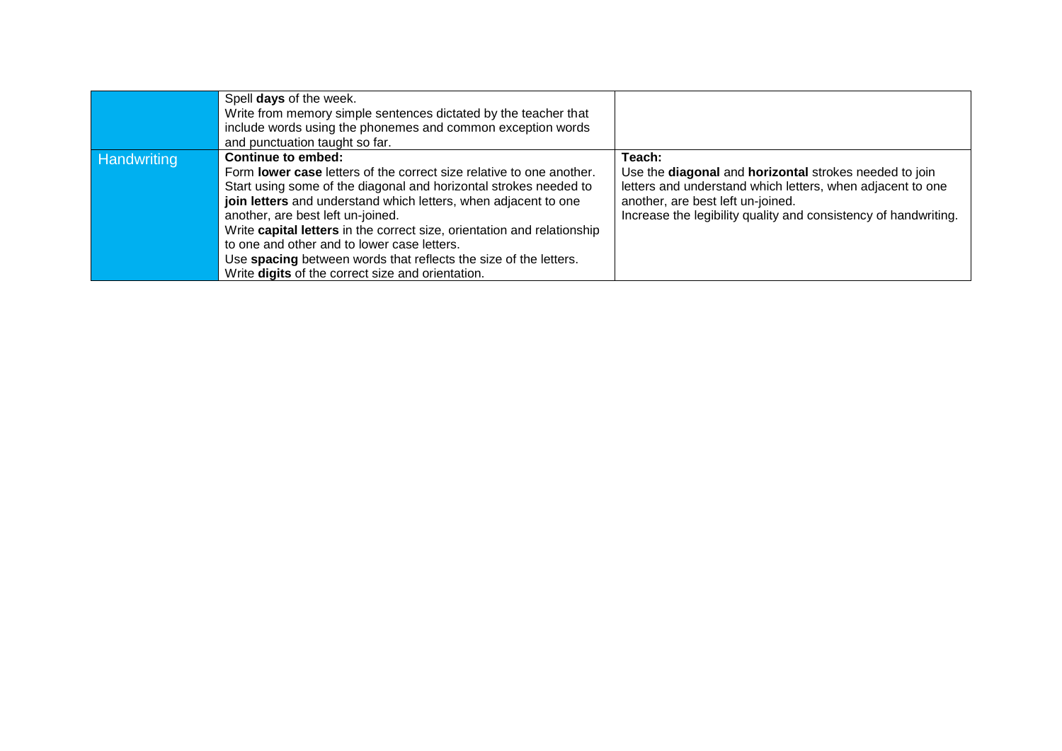|  |  |  |
|---|---|---|
|  | Spell **days** of the week.<br>Write from memory simple sentences dictated by the teacher that include words using the phonemes and common exception words and punctuation taught so far. |  |
| Handwriting | **Continue to embed:**<br>Form **lower case** letters of the correct size relative to one another.<br>Start using some of the diagonal and horizontal strokes needed to **join letters** and understand which letters, when adjacent to one another, are best left un-joined.<br>Write **capital letters** in the correct size, orientation and relationship to one and other and to lower case letters.<br>Use **spacing** between words that reflects the size of the letters.<br>Write **digits** of the correct size and orientation. | **Teach:**<br>Use the **diagonal** and **horizontal** strokes needed to join letters and understand which letters, when adjacent to one another, are best left un-joined.<br>Increase the legibility quality and consistency of handwriting. |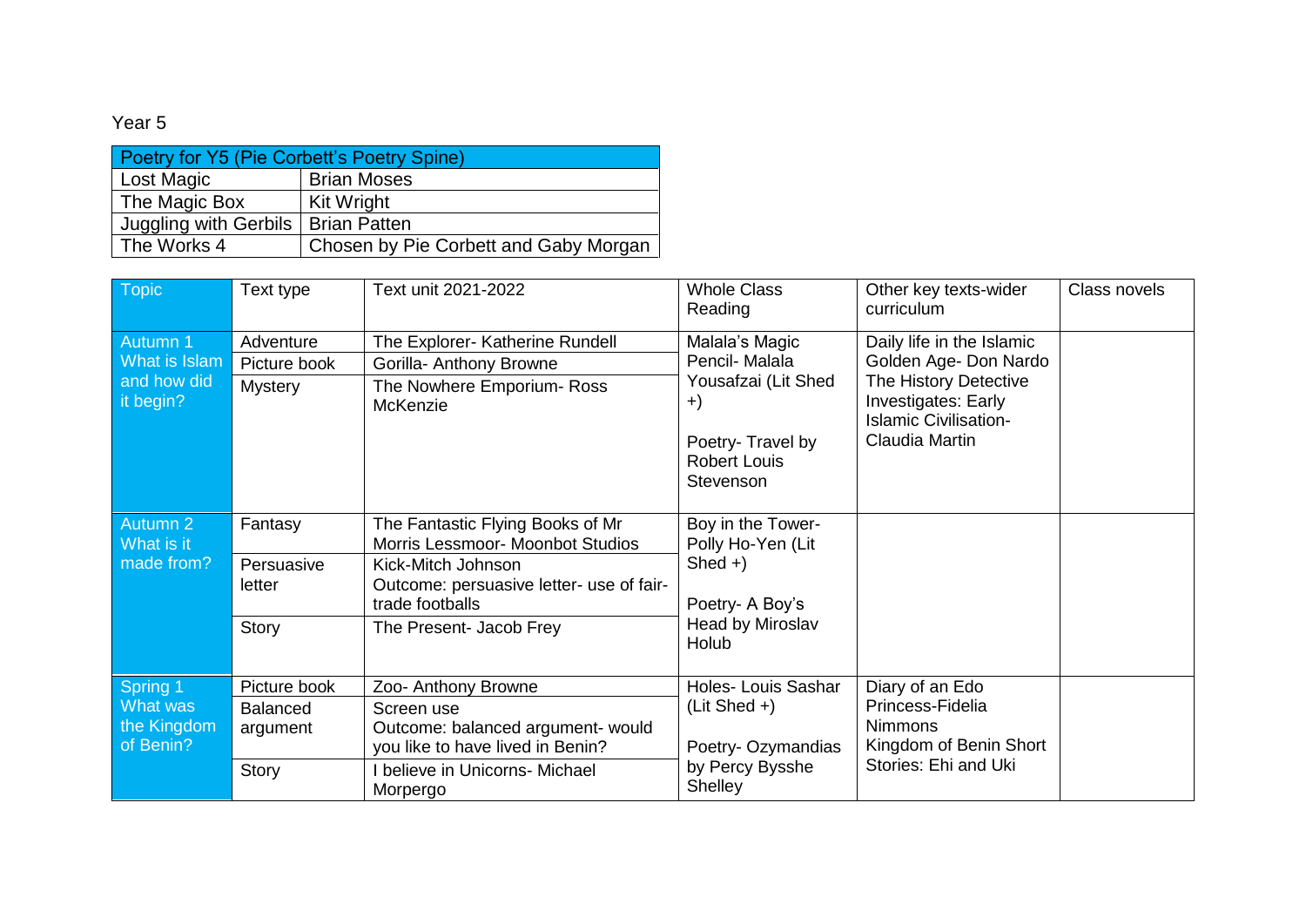Year 5

| Poetry for Y5 (Pie Corbett's Poetry Spine) | |
|---|---|
| Lost Magic | Brian Moses |
| The Magic Box | Kit Wright |
| Juggling with Gerbils | Brian Patten |
| The Works 4 | Chosen by Pie Corbett and Gaby Morgan |

| Topic | Text type | Text unit 2021-2022 | Whole Class Reading | Other key texts-wider curriculum | Class novels |
|---|---|---|---|---|---|
| Autumn 1 What is Islam and how did it begin? | Adventure | The Explorer- Katherine Rundell | Malala's Magic Pencil- Malala Yousafzai (Lit Shed +)<br><br>Poetry- Travel by Robert Louis Stevenson | Daily life in the Islamic Golden Age- Don Nardo<br>The History Detective Investigates: Early Islamic Civilisation- Claudia Martin | |
| | Picture book | Gorilla- Anthony Browne | | | |
| | Mystery | The Nowhere Emporium- Ross McKenzie | | | |
| Autumn 2 What is it made from? | Fantasy | The Fantastic Flying Books of Mr Morris Lessmoor- Moonbot Studios | Boy in the Tower- Polly Ho-Yen (Lit Shed +)<br><br>Poetry- A Boy's Head by Miroslav Holub | | |
| | Persuasive letter | Kick-Mitch Johnson<br>Outcome: persuasive letter- use of fair-trade footballs | | | |
| | Story | The Present- Jacob Frey | | | |
| Spring 1 What was the Kingdom of Benin? | Picture book | Zoo- Anthony Browne | Holes- Louis Sashar (Lit Shed +)<br><br>Poetry- Ozymandias by Percy Bysshe Shelley | Diary of an Edo Princess-Fidelia Nimmons<br>Kingdom of Benin Short Stories: Ehi and Uki | |
| | Balanced argument | Screen use<br>Outcome: balanced argument- would you like to have lived in Benin? | | | |
| | Story | I believe in Unicorns- Michael Morpergo | | | |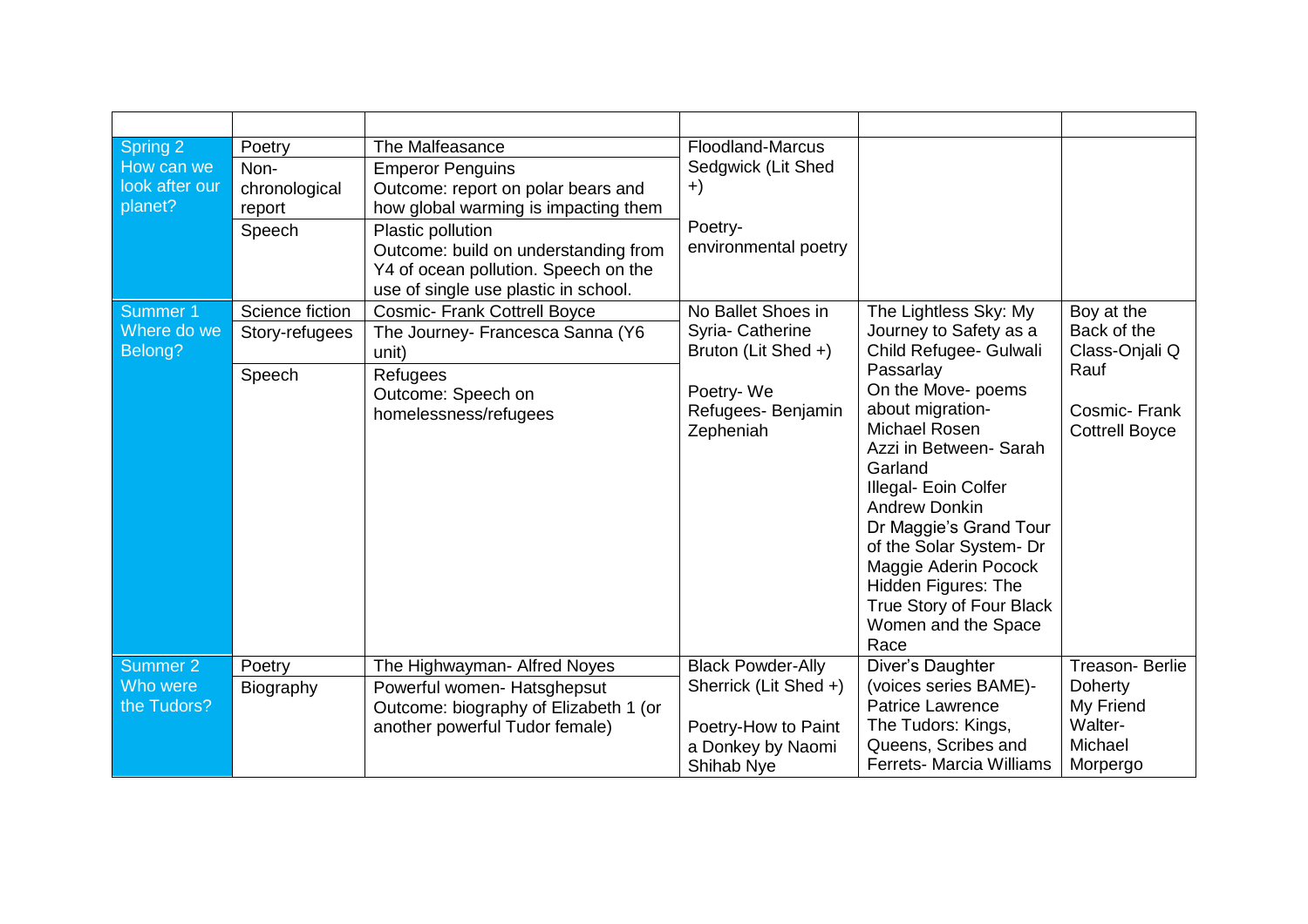| | | | | | |
|---|---|---|---|---|---|
| Spring 2<br>How can we look after our planet? | Poetry | The Malfeasance | Floodland-Marcus Sedgwick (Lit Shed +)<br><br>Poetry- environmental poetry | | |
| | Non-chronological report | Emperor Penguins<br>Outcome: report on polar bears and how global warming is impacting them | | | |
| | Speech | Plastic pollution<br>Outcome: build on understanding from Y4 of ocean pollution. Speech on the use of single use plastic in school. | | | |
| Summer 1<br>Where do we Belong? | Science fiction | Cosmic- Frank Cottrell Boyce | No Ballet Shoes in Syria- Catherine Bruton (Lit Shed +)<br><br>Poetry- We Refugees- Benjamin Zepheniah | The Lightless Sky: My Journey to Safety as a Child Refugee- Gulwali Passarlay<br>On the Move- poems about migration- Michael Rosen<br>Azzi in Between- Sarah Garland<br>Illegal- Eoin Colfer Andrew Donkin<br>Dr Maggie's Grand Tour of the Solar System- Dr Maggie Aderin Pocock<br>Hidden Figures: The True Story of Four Black Women and the Space Race | Boy at the Back of the Class-Onjali Q Rauf<br><br>Cosmic- Frank Cottrell Boyce |
| | Story-refugees | The Journey- Francesca Sanna (Y6 unit) | | | |
| | Speech | Refugees<br>Outcome: Speech on homelessness/refugees | | | |
| Summer 2<br>Who were the Tudors? | Poetry | The Highwayman- Alfred Noyes | Black Powder-Ally Sherrick (Lit Shed +)<br><br>Poetry-How to Paint a Donkey by Naomi Shihab Nye | Diver's Daughter (voices series BAME)- Patrice Lawrence<br>The Tudors: Kings, Queens, Scribes and Ferrets- Marcia Williams | Treason- Berlie Doherty<br>My Friend Walter- Michael Morpergo |
| | Biography | Powerful women- Hatsghepsut<br>Outcome: biography of Elizabeth 1 (or another powerful Tudor female) | | | |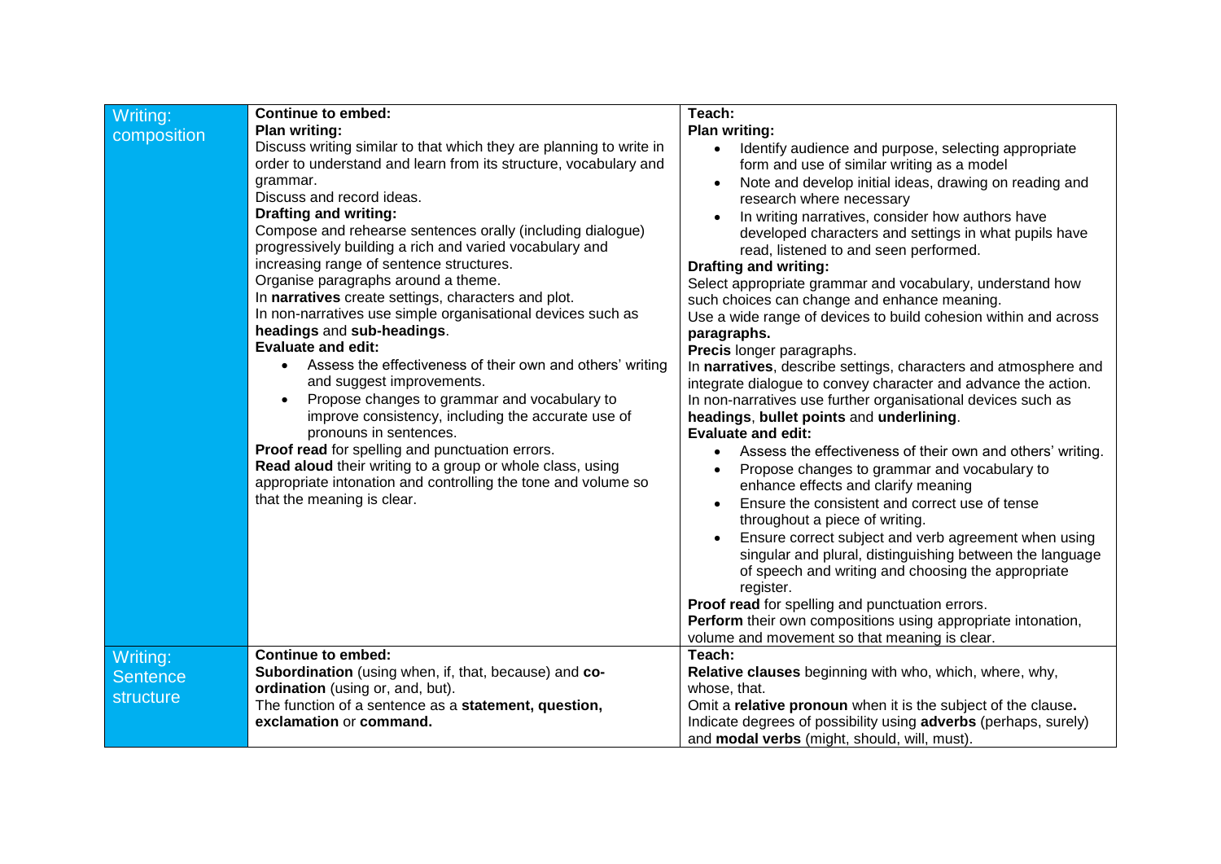| | | |
|---|---|---|
| Writing: composition | **Continue to embed:**<br>**Plan writing:**<br>Discuss writing similar to that which they are planning to write in order to understand and learn from its structure, vocabulary and grammar.<br>Discuss and record ideas.<br>**Drafting and writing:**<br>Compose and rehearse sentences orally (including dialogue) progressively building a rich and varied vocabulary and increasing range of sentence structures.<br>Organise paragraphs around a theme.<br>In **narratives** create settings, characters and plot.<br>In non-narratives use simple organisational devices such as **headings** and **sub-headings**.<br>**Evaluate and edit:**<br>• Assess the effectiveness of their own and others' writing and suggest improvements.<br>• Propose changes to grammar and vocabulary to improve consistency, including the accurate use of pronouns in sentences.<br>**Proof read** for spelling and punctuation errors.<br>**Read aloud** their writing to a group or whole class, using appropriate intonation and controlling the tone and volume so that the meaning is clear. | **Teach:**<br>**Plan writing:**<br>• Identify audience and purpose, selecting appropriate form and use of similar writing as a model<br>• Note and develop initial ideas, drawing on reading and research where necessary<br>• In writing narratives, consider how authors have developed characters and settings in what pupils have read, listened to and seen performed.<br>**Drafting and writing:**<br>Select appropriate grammar and vocabulary, understand how such choices can change and enhance meaning.<br>Use a wide range of devices to build cohesion within and across **paragraphs.**<br>**Precis** longer paragraphs.<br>In **narratives**, describe settings, characters and atmosphere and integrate dialogue to convey character and advance the action.<br>In non-narratives use further organisational devices such as **headings**, **bullet points** and **underlining**.<br>**Evaluate and edit:**<br>• Assess the effectiveness of their own and others' writing.<br>• Propose changes to grammar and vocabulary to enhance effects and clarify meaning<br>• Ensure the consistent and correct use of tense throughout a piece of writing.<br>• Ensure correct subject and verb agreement when using singular and plural, distinguishing between the language of speech and writing and choosing the appropriate register.<br>**Proof read** for spelling and punctuation errors.<br>**Perform** their own compositions using appropriate intonation, volume and movement so that meaning is clear. |
| Writing: Sentence structure | **Continue to embed:**<br>**Subordination** (using when, if, that, because) and **co-ordination** (using or, and, but).<br>The function of a sentence as a **statement, question, exclamation** or **command.** | **Teach:**<br>**Relative clauses** beginning with who, which, where, why, whose, that.<br>Omit a **relative pronoun** when it is the subject of the clause**.**<br>Indicate degrees of possibility using **adverbs** (perhaps, surely) and **modal verbs** (might, should, will, must). |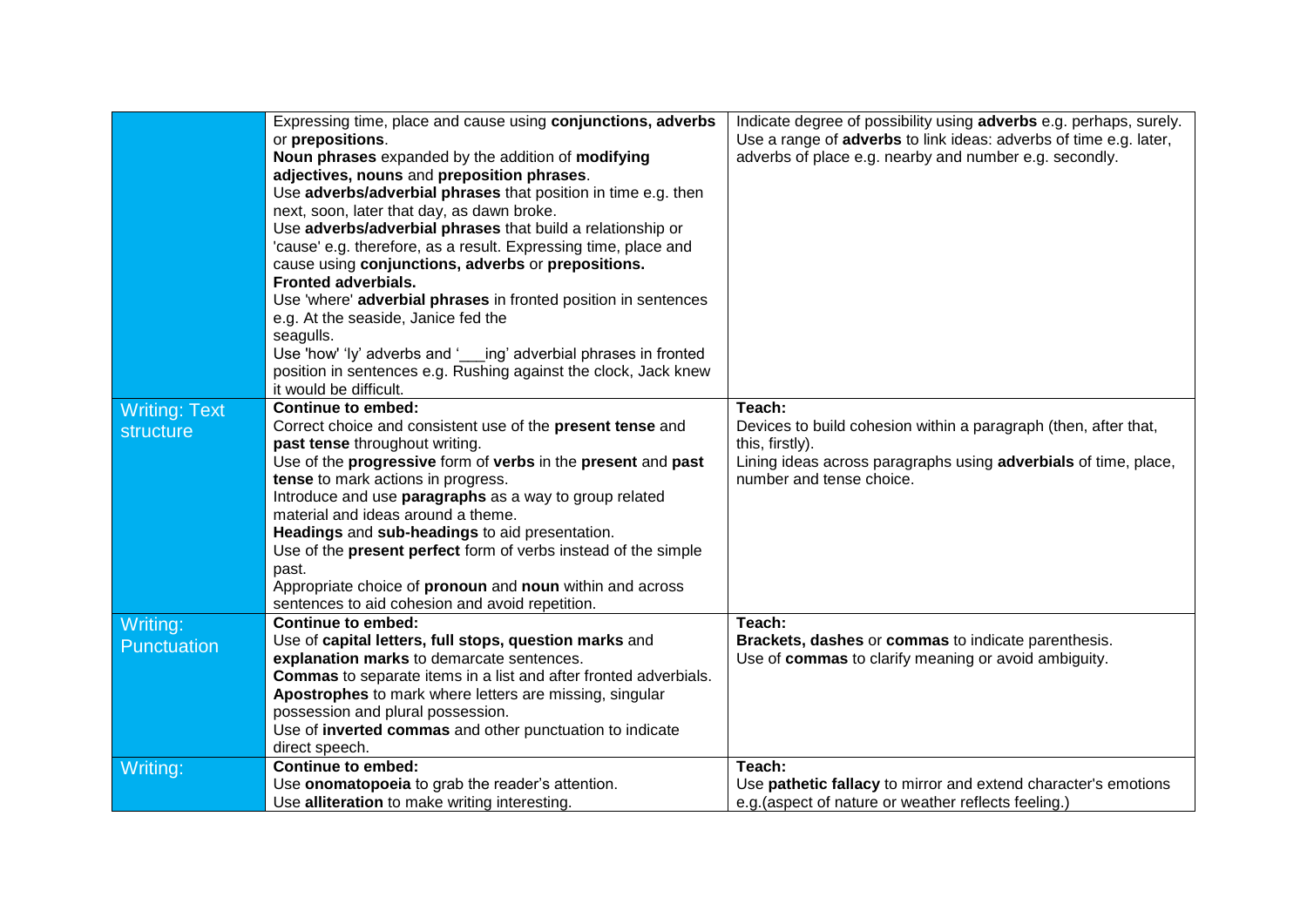| | | |
|---|---|---|
| | Expressing time, place and cause using **conjunctions, adverbs** or **prepositions**.<br>**Noun phrases** expanded by the addition of **modifying adjectives, nouns** and **preposition phrases**.<br>Use **adverbs/adverbial phrases** that position in time e.g. then next, soon, later that day, as dawn broke.<br>Use **adverbs/adverbial phrases** that build a relationship or 'cause' e.g. therefore, as a result. Expressing time, place and cause using **conjunctions, adverbs** or **prepositions.**<br>**Fronted adverbials.**<br>Use 'where' **adverbial phrases** in fronted position in sentences e.g. At the seaside, Janice fed the seagulls.<br>Use 'how' 'ly' adverbs and '___ing' adverbial phrases in fronted position in sentences e.g. Rushing against the clock, Jack knew it would be difficult. | Indicate degree of possibility using **adverbs** e.g. perhaps, surely.<br>Use a range of **adverbs** to link ideas: adverbs of time e.g. later, adverbs of place e.g. nearby and number e.g. secondly. |
| Writing: Text structure | **Continue to embed:**<br>Correct choice and consistent use of the **present tense** and **past tense** throughout writing.<br>Use of the **progressive** form of **verbs** in the **present** and **past tense** to mark actions in progress.<br>Introduce and use **paragraphs** as a way to group related material and ideas around a theme.<br>**Headings** and **sub-headings** to aid presentation.<br>Use of the **present perfect** form of verbs instead of the simple past.<br>Appropriate choice of **pronoun** and **noun** within and across sentences to aid cohesion and avoid repetition. | **Teach:**<br>Devices to build cohesion within a paragraph (then, after that, this, firstly).<br>Lining ideas across paragraphs using **adverbials** of time, place, number and tense choice. |
| Writing: Punctuation | **Continue to embed:**<br>Use of **capital letters, full stops, question marks** and **explanation marks** to demarcate sentences.<br>**Commas** to separate items in a list and after fronted adverbials.<br>**Apostrophes** to mark where letters are missing, singular possession and plural possession.<br>Use of **inverted commas** and other punctuation to indicate direct speech. | **Teach:**<br>**Brackets, dashes** or **commas** to indicate parenthesis.<br>Use of **commas** to clarify meaning or avoid ambiguity. |
| Writing: | **Continue to embed:**<br>Use **onomatopoeia** to grab the reader's attention.<br>Use **alliteration** to make writing interesting. | **Teach:**<br>Use **pathetic fallacy** to mirror and extend character's emotions e.g.(aspect of nature or weather reflects feeling.) |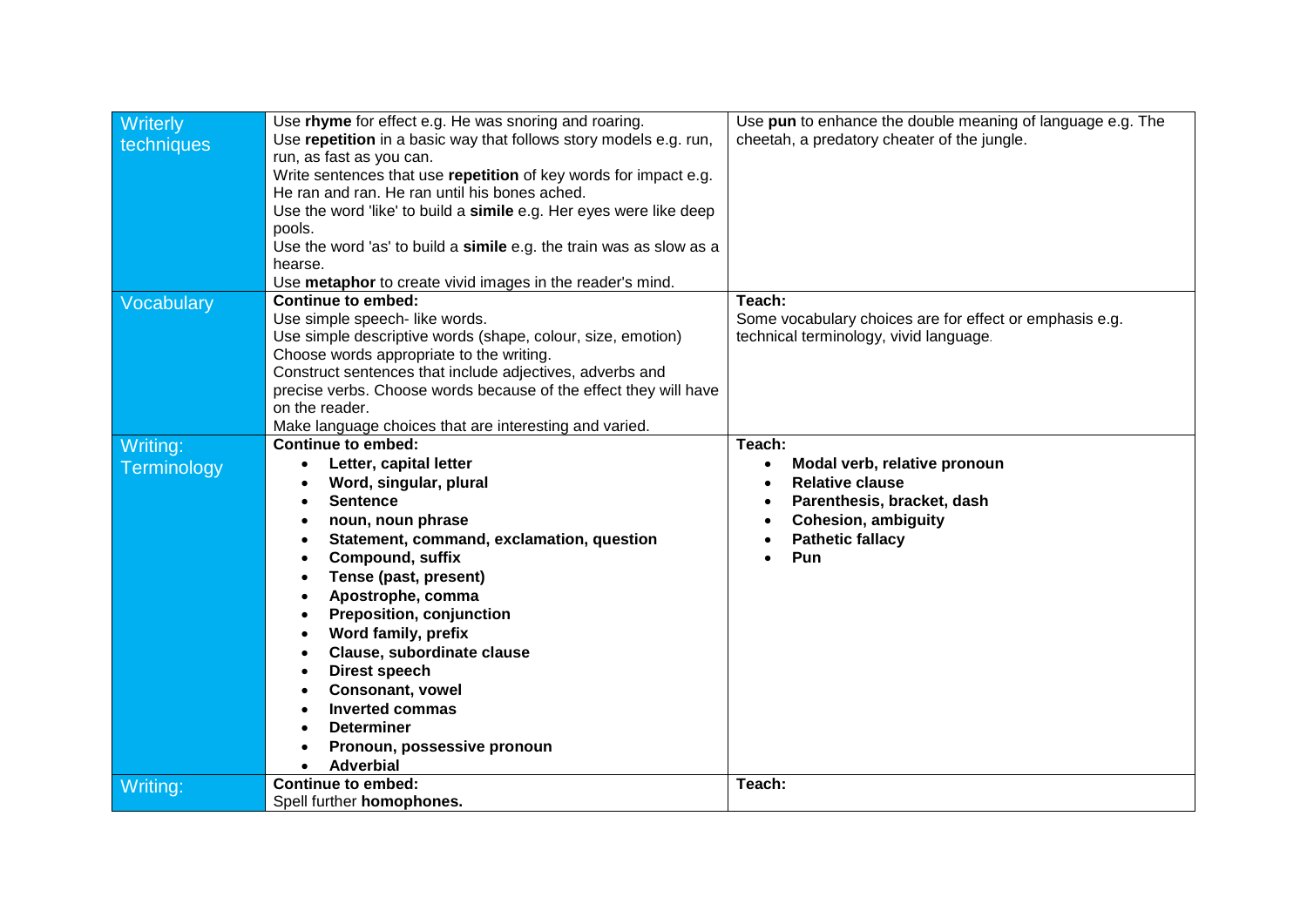| | | |
|---|---|---|
| Writerly techniques | Use **rhyme** for effect e.g. He was snoring and roaring.<br>Use **repetition** in a basic way that follows story models e.g. run, run, as fast as you can.<br>Write sentences that use **repetition** of key words for impact e.g. He ran and ran. He ran until his bones ached.<br>Use the word 'like' to build a **simile** e.g. Her eyes were like deep pools.<br>Use the word 'as' to build a **simile** e.g. the train was as slow as a hearse.<br>Use **metaphor** to create vivid images in the reader's mind. | Use **pun** to enhance the double meaning of language e.g. The cheetah, a predatory cheater of the jungle. |
| Vocabulary | **Continue to embed:**<br>Use simple speech- like words.<br>Use simple descriptive words (shape, colour, size, emotion)<br>Choose words appropriate to the writing.<br>Construct sentences that include adjectives, adverbs and precise verbs. Choose words because of the effect they will have on the reader.<br>Make language choices that are interesting and varied. | **Teach:**<br>Some vocabulary choices are for effect or emphasis e.g. technical terminology, vivid language. |
| Writing: Terminology | **Continue to embed:**<br>• **Letter, capital letter**<br>• **Word, singular, plural**<br>• **Sentence**<br>• **noun, noun phrase**<br>• **Statement, command, exclamation, question**<br>• **Compound, suffix**<br>• **Tense (past, present)**<br>• **Apostrophe, comma**<br>• **Preposition, conjunction**<br>• **Word family, prefix**<br>• **Clause, subordinate clause**<br>• **Direst speech**<br>• **Consonant, vowel**<br>• **Inverted commas**<br>• **Determiner**<br>• **Pronoun, possessive pronoun**<br>• **Adverbial** | **Teach:**<br>• **Modal verb, relative pronoun**<br>• **Relative clause**<br>• **Parenthesis, bracket, dash**<br>• **Cohesion, ambiguity**<br>• **Pathetic fallacy**<br>• **Pun** |
| Writing: | **Continue to embed:**<br>Spell further **homophones.** | **Teach:** |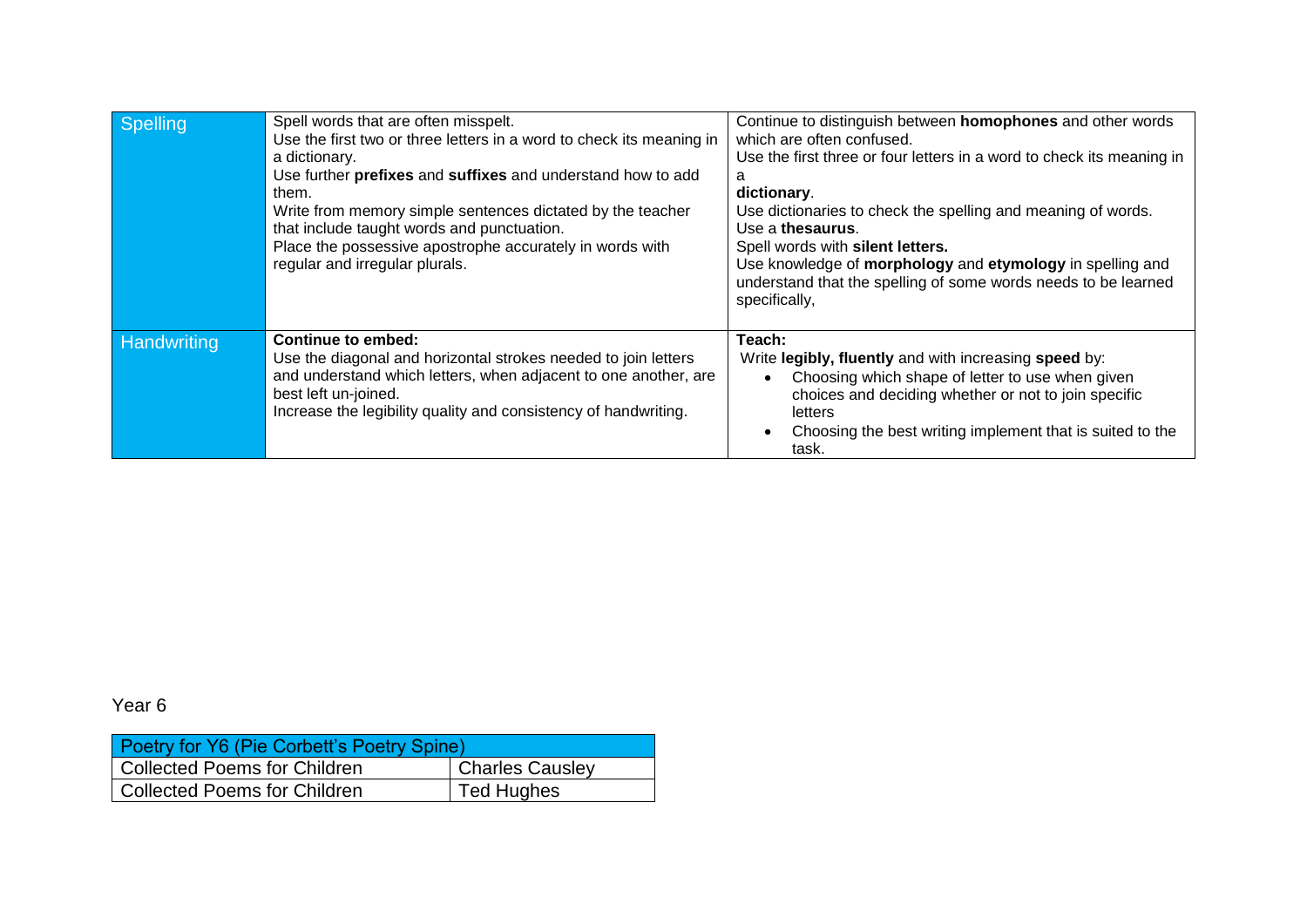| Spelling | Spell words that are often misspelt.<br>Use the first two or three letters in a word to check its meaning in a dictionary.<br>Use further **prefixes** and **suffixes** and understand how to add them.<br>Write from memory simple sentences dictated by the teacher that include taught words and punctuation.<br>Place the possessive apostrophe accurately in words with regular and irregular plurals. | Continue to distinguish between **homophones** and other words which are often confused.<br>Use the first three or four letters in a word to check its meaning in a<br>**dictionary**.<br>Use dictionaries to check the spelling and meaning of words.<br>Use a **thesaurus**.<br>Spell words with **silent letters.**<br>Use knowledge of **morphology** and **etymology** in spelling and understand that the spelling of some words needs to be learned specifically, |
|---|---|---|
| Handwriting | **Continue to embed:**<br>Use the diagonal and horizontal strokes needed to join letters and understand which letters, when adjacent to one another, are best left un-joined.<br>Increase the legibility quality and consistency of handwriting. | **Teach:**<br>Write **legibly, fluently** and with increasing **speed** by:<br>• Choosing which shape of letter to use when given choices and deciding whether or not to join specific letters<br>• Choosing the best writing implement that is suited to the task. |

Year 6

| Poetry for Y6 (Pie Corbett's Poetry Spine) | |
|---|---|
| Collected Poems for Children | Charles Causley |
| Collected Poems for Children | Ted Hughes |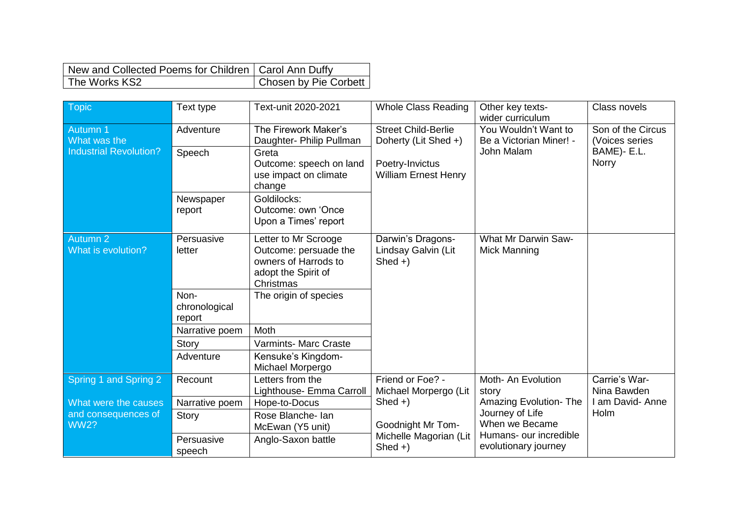| New and Collected Poems for Children | Carol Ann Duffy |
|---|---|
| The Works KS2 | Chosen by Pie Corbett |

| Topic | Text type | Text-unit 2020-2021 | Whole Class Reading | Other key texts- wider curriculum | Class novels |
|---|---|---|---|---|---|
| Autumn 1 What was the Industrial Revolution? | Adventure | The Firework Maker's Daughter- Philip Pullman | Street Child-Berlie Doherty (Lit Shed +) Poetry-Invictus William Ernest Henry | You Wouldn't Want to Be a Victorian Miner! - John Malam | Son of the Circus (Voices series BAME)- E.L. Norry |
| | Speech | Greta Outcome: speech on land use impact on climate change | | | |
| | Newspaper report | Goldilocks: Outcome: own 'Once Upon a Times' report | | | |
| Autumn 2 What is evolution? | Persuasive letter | Letter to Mr Scrooge Outcome: persuade the owners of Harrods to adopt the Spirit of Christmas | Darwin's Dragons- Lindsay Galvin (Lit Shed +) | What Mr Darwin Saw- Mick Manning | |
| | Non-chronological report | The origin of species | | | |
| | Narrative poem | Moth | | | |
| | Story | Varmints- Marc Craste | | | |
| | Adventure | Kensuke's Kingdom- Michael Morpergo | | | |
| Spring 1 and Spring 2 What were the causes and consequences of WW2? | Recount | Letters from the Lighthouse- Emma Carroll | Friend or Foe? - Michael Morpergo (Lit Shed +) Goodnight Mr Tom- Michelle Magorian (Lit Shed +) | Moth- An Evolution story Amazing Evolution- The Journey of Life When we Became Humans- our incredible evolutionary journey | Carrie's War- Nina Bawden I am David- Anne Holm |
| | Narrative poem | Hope-to-Docus | | | |
| | Story | Rose Blanche- Ian McEwan (Y5 unit) | | | |
| | Persuasive speech | Anglo-Saxon battle | | | |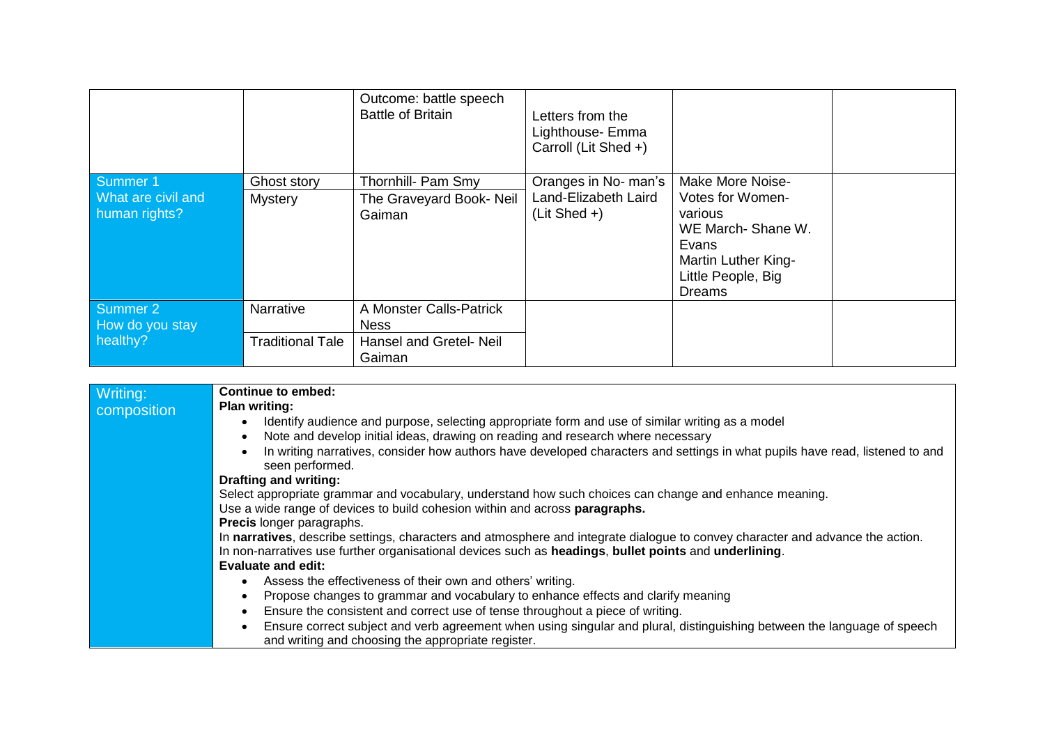| | | | | | |
|---|---|---|---|---|---|
| | | Outcome: battle speech Battle of Britain | Letters from the Lighthouse- Emma Carroll (Lit Shed +) | | |
| Summer 1 What are civil and human rights? | Ghost story | Thornhill- Pam Smy | Oranges in No- man's Land-Elizabeth Laird (Lit Shed +) | Make More Noise- Votes for Women- various WE March- Shane W. Evans Martin Luther King- Little People, Big Dreams | |
| | Mystery | The Graveyard Book- Neil Gaiman | | | |
| Summer 2 How do you stay healthy? | Narrative | A Monster Calls-Patrick Ness | | | |
| | Traditional Tale | Hansel and Gretel- Neil Gaiman | | | |

| | |
|---|---|
| Writing: composition | **Continue to embed:**<br>**Plan writing:**<br>• Identify audience and purpose, selecting appropriate form and use of similar writing as a model<br>• Note and develop initial ideas, drawing on reading and research where necessary<br>• In writing narratives, consider how authors have developed characters and settings in what pupils have read, listened to and seen performed.<br>**Drafting and writing:**<br>Select appropriate grammar and vocabulary, understand how such choices can change and enhance meaning.<br>Use a wide range of devices to build cohesion within and across **paragraphs.**<br>**Precis** longer paragraphs.<br>In **narratives**, describe settings, characters and atmosphere and integrate dialogue to convey character and advance the action.<br>In non-narratives use further organisational devices such as **headings**, **bullet points** and **underlining**.<br>**Evaluate and edit:**<br>• Assess the effectiveness of their own and others' writing.<br>• Propose changes to grammar and vocabulary to enhance effects and clarify meaning<br>• Ensure the consistent and correct use of tense throughout a piece of writing.<br>• Ensure correct subject and verb agreement when using singular and plural, distinguishing between the language of speech and writing and choosing the appropriate register. |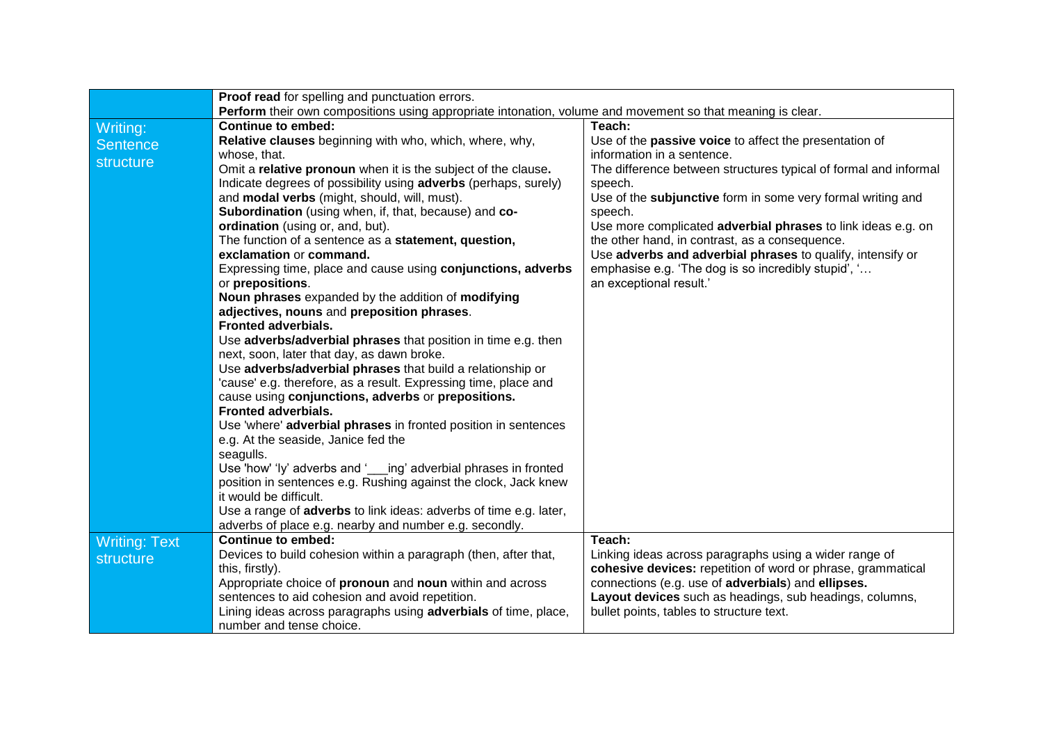| | | |
|---|---|---|
| | **Proof read** for spelling and punctuation errors.<br>**Perform** their own compositions using appropriate intonation, volume and movement so that meaning is clear. | |
| Writing: Sentence structure | **Continue to embed:**<br>**Relative clauses** beginning with who, which, where, why, whose, that.<br>Omit a **relative pronoun** when it is the subject of the clause**.**<br>Indicate degrees of possibility using **adverbs** (perhaps, surely) and **modal verbs** (might, should, will, must).<br>**Subordination** (using when, if, that, because) and **co-ordination** (using or, and, but).<br>The function of a sentence as a **statement, question, exclamation** or **command.**<br>Expressing time, place and cause using **conjunctions, adverbs** or **prepositions**.<br>**Noun phrases** expanded by the addition of **modifying adjectives, nouns** and **preposition phrases**.<br>**Fronted adverbials.**<br>Use **adverbs/adverbial phrases** that position in time e.g. then next, soon, later that day, as dawn broke.<br>Use **adverbs/adverbial phrases** that build a relationship or 'cause' e.g. therefore, as a result. Expressing time, place and cause using **conjunctions, adverbs** or **prepositions.**<br>**Fronted adverbials.**<br>Use 'where' **adverbial phrases** in fronted position in sentences e.g. At the seaside, Janice fed the seagulls.<br>Use 'how' 'ly' adverbs and '___ing' adverbial phrases in fronted position in sentences e.g. Rushing against the clock, Jack knew it would be difficult.<br>Use a range of **adverbs** to link ideas: adverbs of time e.g. later, adverbs of place e.g. nearby and number e.g. secondly. | **Teach:**<br>Use of the **passive voice** to affect the presentation of information in a sentence.<br>The difference between structures typical of formal and informal speech.<br>Use of the **subjunctive** form in some very formal writing and speech.<br>Use more complicated **adverbial phrases** to link ideas e.g. on the other hand, in contrast, as a consequence.<br>Use **adverbs and adverbial phrases** to qualify, intensify or emphasise e.g. 'The dog is so incredibly stupid', '… an exceptional result.' |
| Writing: Text structure | **Continue to embed:**<br>Devices to build cohesion within a paragraph (then, after that, this, firstly).<br>Appropriate choice of **pronoun** and **noun** within and across sentences to aid cohesion and avoid repetition.<br>Lining ideas across paragraphs using **adverbials** of time, place, number and tense choice. | **Teach:**<br>Linking ideas across paragraphs using a wider range of **cohesive devices:** repetition of word or phrase, grammatical connections (e.g. use of **adverbials**) and **ellipses.**<br>**Layout devices** such as headings, sub headings, columns, bullet points, tables to structure text. |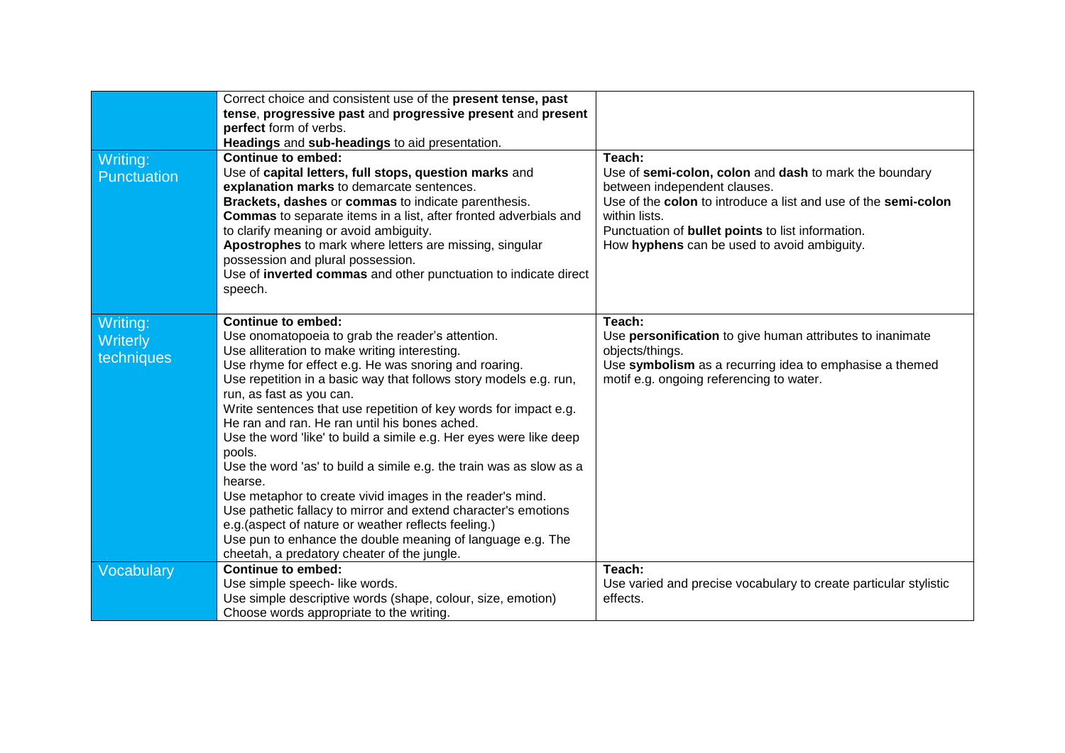| | | |
|---|---|---|
| | Correct choice and consistent use of the **present tense, past tense**, **progressive past** and **progressive present** and **present perfect** form of verbs.<br>**Headings** and **sub-headings** to aid presentation. | |
| Writing: Punctuation | **Continue to embed:**<br>Use of **capital letters, full stops, question marks** and **explanation marks** to demarcate sentences.<br>**Brackets, dashes** or **commas** to indicate parenthesis.<br>**Commas** to separate items in a list, after fronted adverbials and to clarify meaning or avoid ambiguity.<br>**Apostrophes** to mark where letters are missing, singular possession and plural possession.<br>Use of **inverted commas** and other punctuation to indicate direct speech. | **Teach:**<br>Use of **semi-colon, colon** and **dash** to mark the boundary between independent clauses.<br>Use of the **colon** to introduce a list and use of the **semi-colon** within lists.<br>Punctuation of **bullet points** to list information.<br>How **hyphens** can be used to avoid ambiguity. |
| Writing: Writerly techniques | **Continue to embed:**<br>Use onomatopoeia to grab the reader's attention.<br>Use alliteration to make writing interesting.<br>Use rhyme for effect e.g. He was snoring and roaring.<br>Use repetition in a basic way that follows story models e.g. run, run, as fast as you can.<br>Write sentences that use repetition of key words for impact e.g. He ran and ran. He ran until his bones ached.<br>Use the word 'like' to build a simile e.g. Her eyes were like deep pools.<br>Use the word 'as' to build a simile e.g. the train was as slow as a hearse.<br>Use metaphor to create vivid images in the reader's mind.<br>Use pathetic fallacy to mirror and extend character's emotions e.g.(aspect of nature or weather reflects feeling.)<br>Use pun to enhance the double meaning of language e.g. The cheetah, a predatory cheater of the jungle. | **Teach:**<br>Use **personification** to give human attributes to inanimate objects/things.<br>Use **symbolism** as a recurring idea to emphasise a themed motif e.g. ongoing referencing to water. |
| Vocabulary | **Continue to embed:**<br>Use simple speech- like words.<br>Use simple descriptive words (shape, colour, size, emotion)<br>Choose words appropriate to the writing. | **Teach:**<br>Use varied and precise vocabulary to create particular stylistic effects. |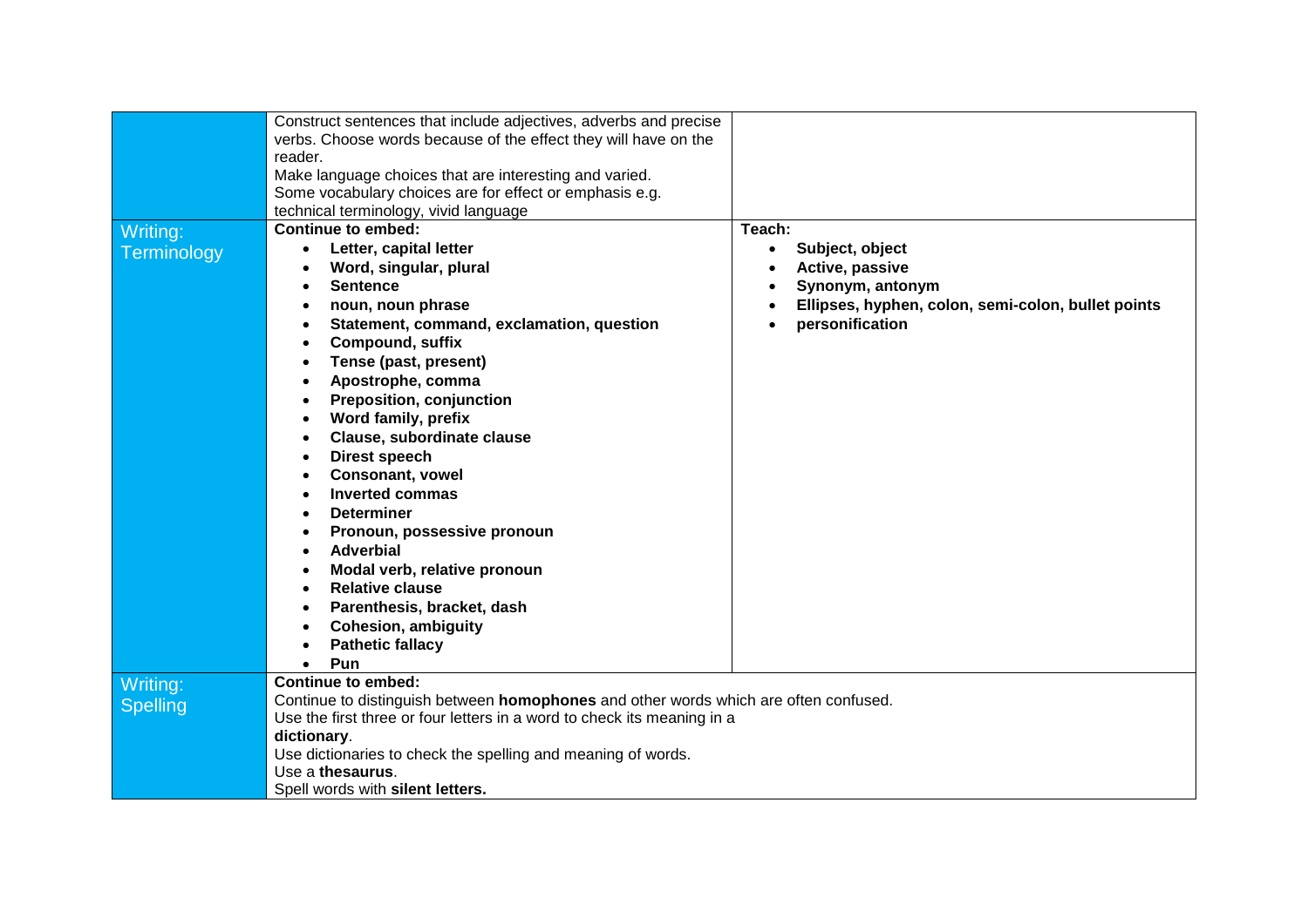| | | |
|---|---|---|
| | Construct sentences that include adjectives, adverbs and precise verbs. Choose words because of the effect they will have on the reader.<br>Make language choices that are interesting and varied.<br>Some vocabulary choices are for effect or emphasis e.g. technical terminology, vivid language | |
| Writing: Terminology | **Continue to embed:**<br>• **Letter, capital letter**<br>• **Word, singular, plural**<br>• **Sentence**<br>• **noun, noun phrase**<br>• **Statement, command, exclamation, question**<br>• **Compound, suffix**<br>• **Tense (past, present)**<br>• **Apostrophe, comma**<br>• **Preposition, conjunction**<br>• **Word family, prefix**<br>• **Clause, subordinate clause**<br>• **Direst speech**<br>• **Consonant, vowel**<br>• **Inverted commas**<br>• **Determiner**<br>• **Pronoun, possessive pronoun**<br>• **Adverbial**<br>• **Modal verb, relative pronoun**<br>• **Relative clause**<br>• **Parenthesis, bracket, dash**<br>• **Cohesion, ambiguity**<br>• **Pathetic fallacy**<br>• **Pun** | **Teach:**<br>• **Subject, object**<br>• **Active, passive**<br>• **Synonym, antonym**<br>• **Ellipses, hyphen, colon, semi-colon, bullet points**<br>• **personification** |
| Writing: Spelling | **Continue to embed:**<br>Continue to distinguish between **homophones** and other words which are often confused.<br>Use the first three or four letters in a word to check its meaning in a **dictionary**.<br>Use dictionaries to check the spelling and meaning of words.<br>Use a **thesaurus**.<br>Spell words with **silent letters.** | |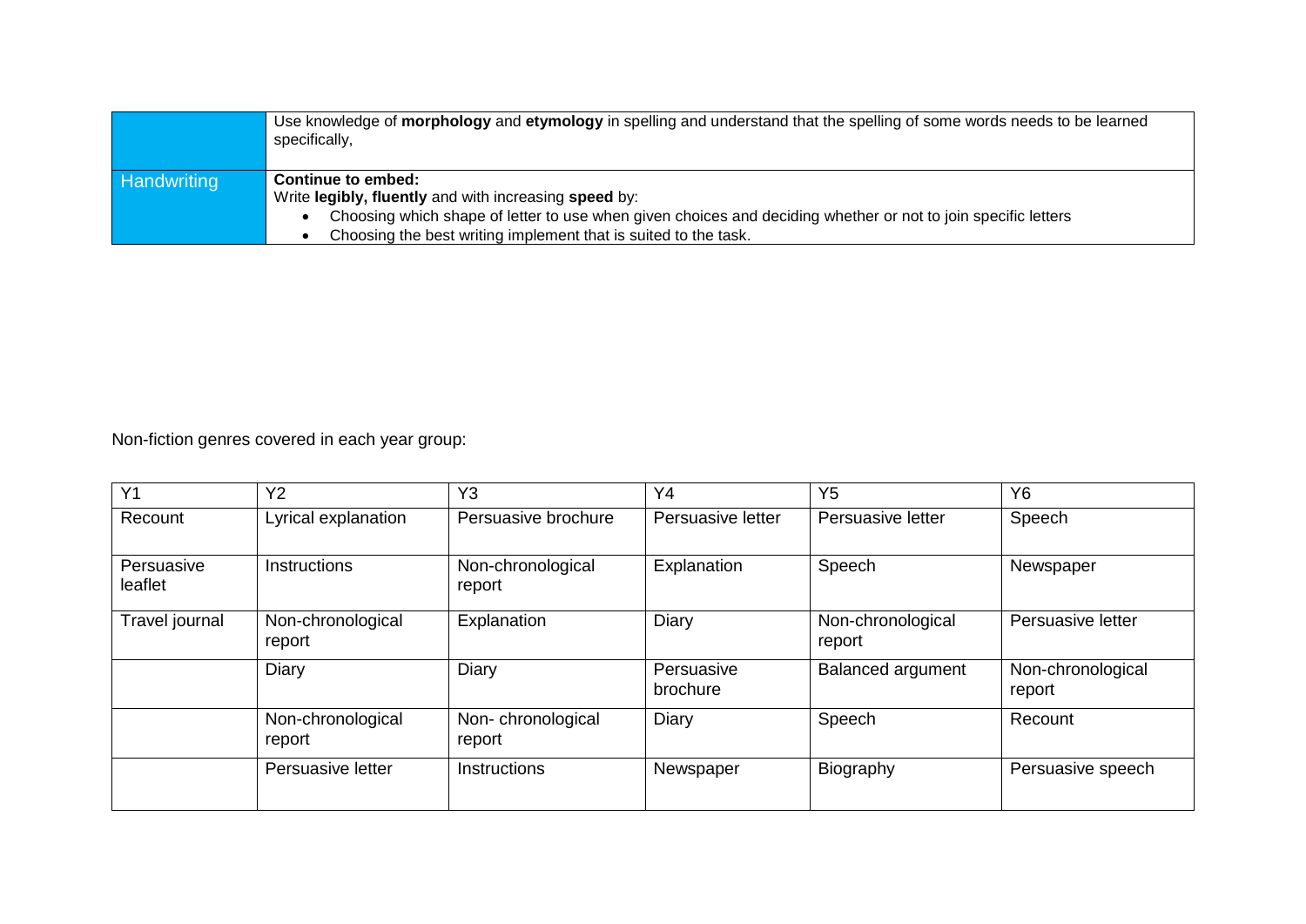| | |
|---|---|
| | Use knowledge of **morphology** and **etymology** in spelling and understand that the spelling of some words needs to be learned specifically, |
| Handwriting | **Continue to embed:**<br>Write **legibly, fluently** and with increasing **speed** by:<br>• Choosing which shape of letter to use when given choices and deciding whether or not to join specific letters<br>• Choosing the best writing implement that is suited to the task. |

Non-fiction genres covered in each year group:

| Y1 | Y2 | Y3 | Y4 | Y5 | Y6 |
|---|---|---|---|---|---|
| Recount | Lyrical explanation | Persuasive brochure | Persuasive letter | Persuasive letter | Speech |
| Persuasive leaflet | Instructions | Non-chronological report | Explanation | Speech | Newspaper |
| Travel journal | Non-chronological report | Explanation | Diary | Non-chronological report | Persuasive letter |
| | Diary | Diary | Persuasive brochure | Balanced argument | Non-chronological report |
| | Non-chronological report | Non- chronological report | Diary | Speech | Recount |
| | Persuasive letter | Instructions | Newspaper | Biography | Persuasive speech |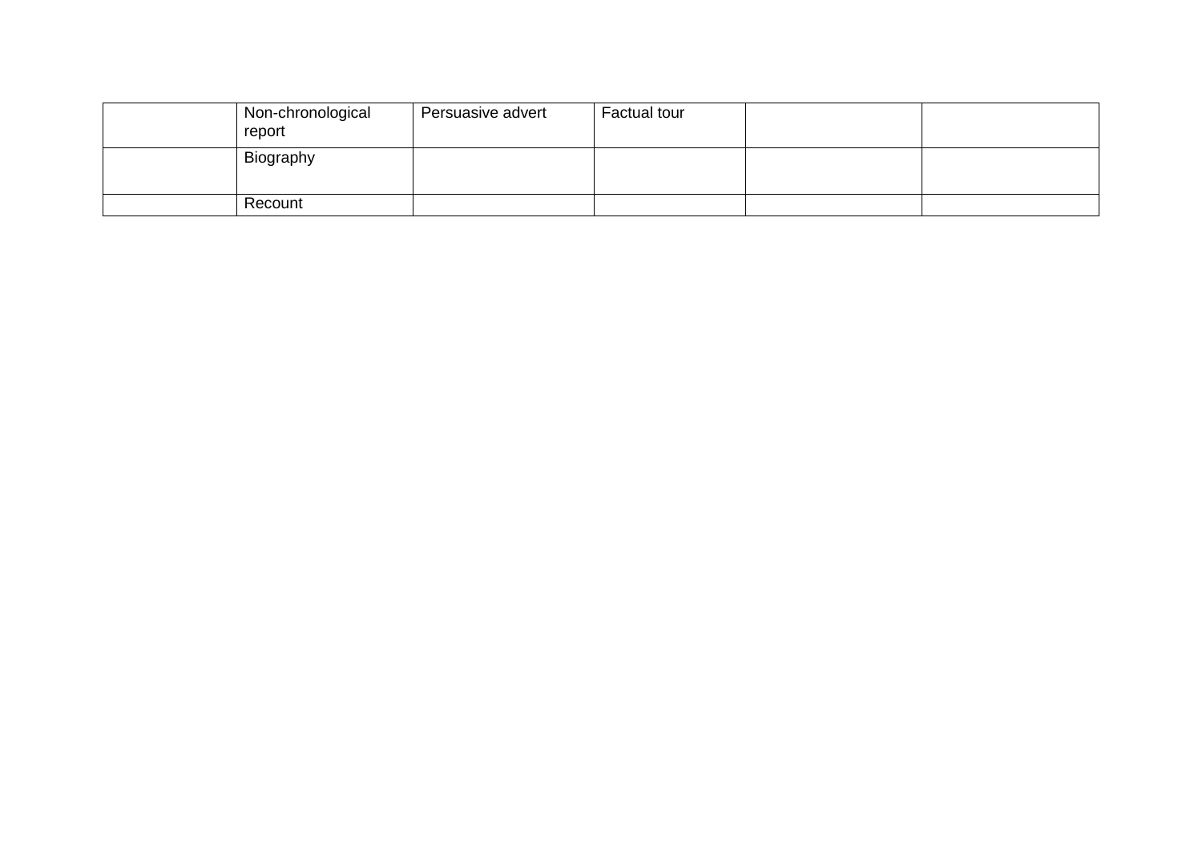| | | | | | |
|---|---|---|---|---|---|
| | Non-chronological report | Persuasive advert | Factual tour | | |
| | Biography | | | | |
| | Recount | | | | |